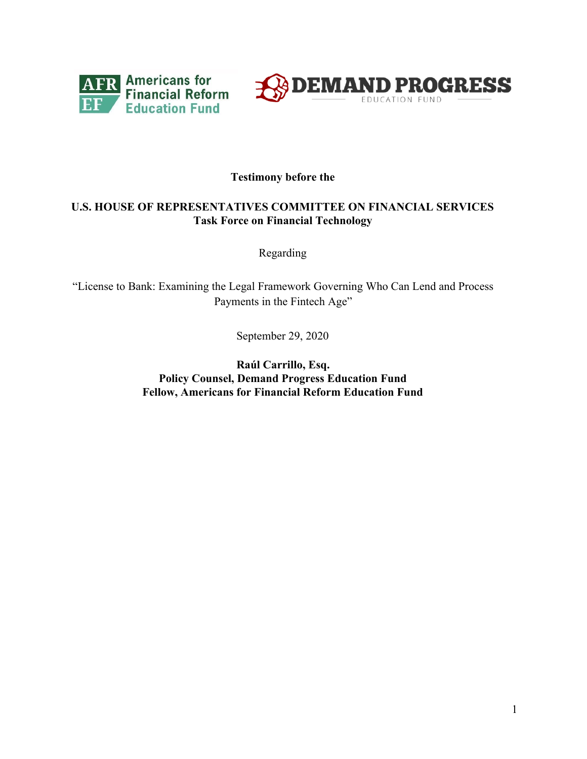Americans for Financial Reform Education Fund

DEMAND PROGRESS EDUCATION FUND

**Testimony before the**

**U.S. HOUSE OF REPRESENTATIVES COMMITTEE ON FINANCIAL SERVICES**
**Task Force on Financial Technology**

Regarding

"License to Bank: Examining the Legal Framework Governing Who Can Lend and Process Payments in the Fintech Age"

September 29, 2020

**Raúl Carrillo, Esq.**
**Policy Counsel, Demand Progress Education Fund**
**Fellow, Americans for Financial Reform Education Fund**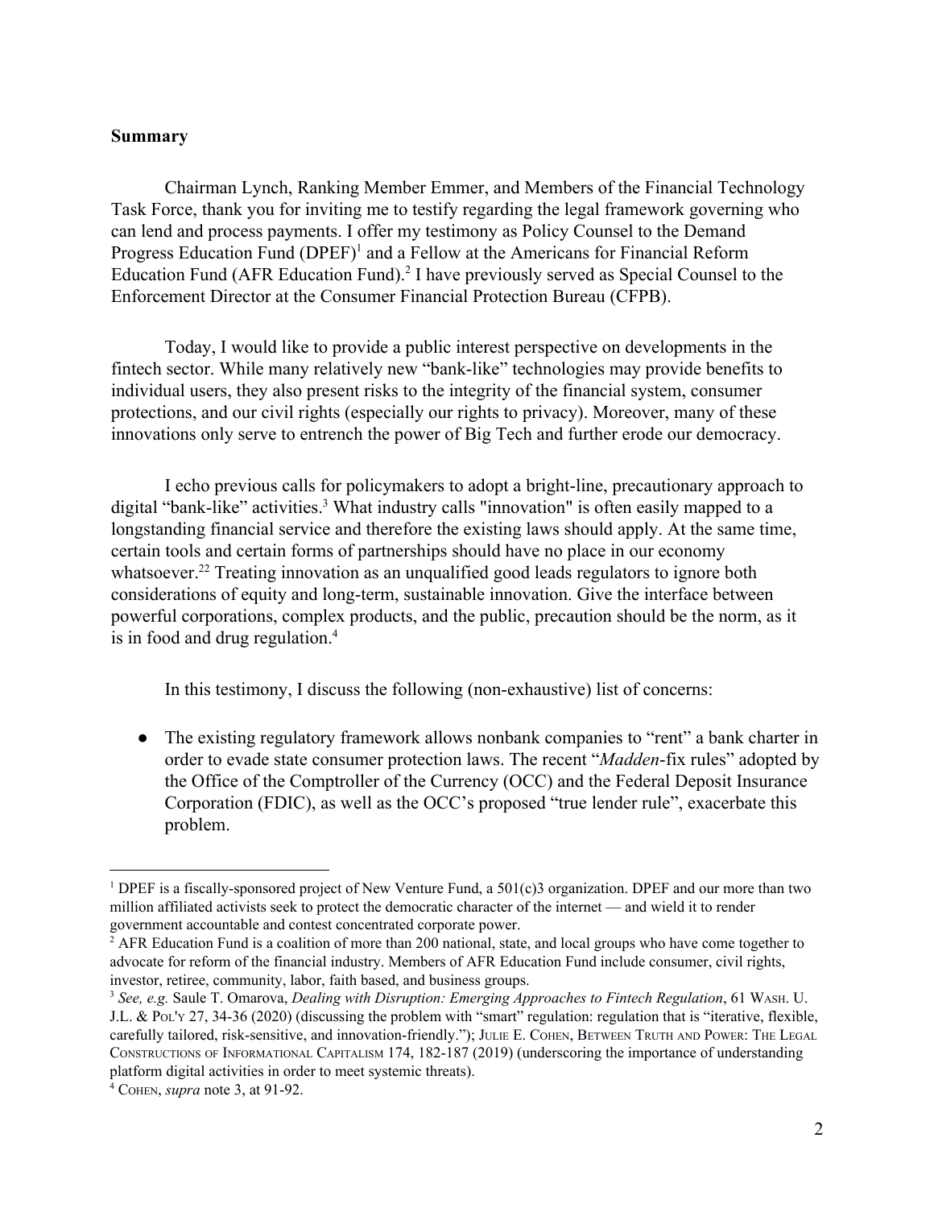**Summary**

Chairman Lynch, Ranking Member Emmer, and Members of the Financial Technology Task Force, thank you for inviting me to testify regarding the legal framework governing who can lend and process payments. I offer my testimony as Policy Counsel to the Demand Progress Education Fund (DPEF)[1] and a Fellow at the Americans for Financial Reform Education Fund (AFR Education Fund).[2] I have previously served as Special Counsel to the Enforcement Director at the Consumer Financial Protection Bureau (CFPB).

Today, I would like to provide a public interest perspective on developments in the fintech sector. While many relatively new "bank-like" technologies may provide benefits to individual users, they also present risks to the integrity of the financial system, consumer protections, and our civil rights (especially our rights to privacy). Moreover, many of these innovations only serve to entrench the power of Big Tech and further erode our democracy.

I echo previous calls for policymakers to adopt a bright-line, precautionary approach to digital "bank-like" activities.[3] What industry calls "innovation" is often easily mapped to a longstanding financial service and therefore the existing laws should apply. At the same time, certain tools and certain forms of partnerships should have no place in our economy whatsoever.[22] Treating innovation as an unqualified good leads regulators to ignore both considerations of equity and long-term, sustainable innovation. Give the interface between powerful corporations, complex products, and the public, precaution should be the norm, as it is in food and drug regulation.[4]

In this testimony, I discuss the following (non-exhaustive) list of concerns:

- The existing regulatory framework allows nonbank companies to "rent" a bank charter in order to evade state consumer protection laws. The recent "*Madden*-fix rules" adopted by the Office of the Comptroller of the Currency (OCC) and the Federal Deposit Insurance Corporation (FDIC), as well as the OCC's proposed "true lender rule", exacerbate this problem.

---

[1] DPEF is a fiscally-sponsored project of New Venture Fund, a 501(c)3 organization. DPEF and our more than two million affiliated activists seek to protect the democratic character of the internet — and wield it to render government accountable and contest concentrated corporate power.

[2] AFR Education Fund is a coalition of more than 200 national, state, and local groups who have come together to advocate for reform of the financial industry. Members of AFR Education Fund include consumer, civil rights, investor, retiree, community, labor, faith based, and business groups.

[3] *See, e.g.* Saule T. Omarova, *Dealing with Disruption: Emerging Approaches to Fintech Regulation*, 61 WASH. U. J.L. & POL'Y 27, 34-36 (2020) (discussing the problem with "smart" regulation: regulation that is "iterative, flexible, carefully tailored, risk-sensitive, and innovation-friendly."); JULIE E. COHEN, BETWEEN TRUTH AND POWER: THE LEGAL CONSTRUCTIONS OF INFORMATIONAL CAPITALISM 174, 182-187 (2019) (underscoring the importance of understanding platform digital activities in order to meet systemic threats).

[4] COHEN, *supra* note 3, at 91-92.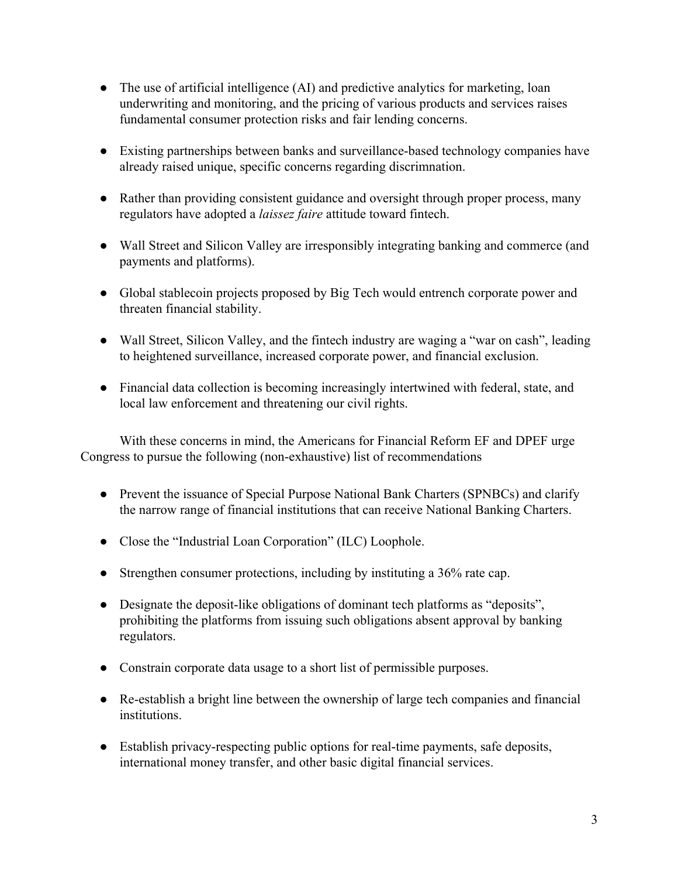- The use of artificial intelligence (AI) and predictive analytics for marketing, loan underwriting and monitoring, and the pricing of various products and services raises fundamental consumer protection risks and fair lending concerns.

- Existing partnerships between banks and surveillance-based technology companies have already raised unique, specific concerns regarding discrimnation.

- Rather than providing consistent guidance and oversight through proper process, many regulators have adopted a *laissez faire* attitude toward fintech.

- Wall Street and Silicon Valley are irresponsibly integrating banking and commerce (and payments and platforms).

- Global stablecoin projects proposed by Big Tech would entrench corporate power and threaten financial stability.

- Wall Street, Silicon Valley, and the fintech industry are waging a "war on cash", leading to heightened surveillance, increased corporate power, and financial exclusion.

- Financial data collection is becoming increasingly intertwined with federal, state, and local law enforcement and threatening our civil rights.

With these concerns in mind, the Americans for Financial Reform EF and DPEF urge Congress to pursue the following (non-exhaustive) list of recommendations

- Prevent the issuance of Special Purpose National Bank Charters (SPNBCs) and clarify the narrow range of financial institutions that can receive National Banking Charters.

- Close the "Industrial Loan Corporation" (ILC) Loophole.

- Strengthen consumer protections, including by instituting a 36% rate cap.

- Designate the deposit-like obligations of dominant tech platforms as "deposits", prohibiting the platforms from issuing such obligations absent approval by banking regulators.

- Constrain corporate data usage to a short list of permissible purposes.

- Re-establish a bright line between the ownership of large tech companies and financial institutions.

- Establish privacy-respecting public options for real-time payments, safe deposits, international money transfer, and other basic digital financial services.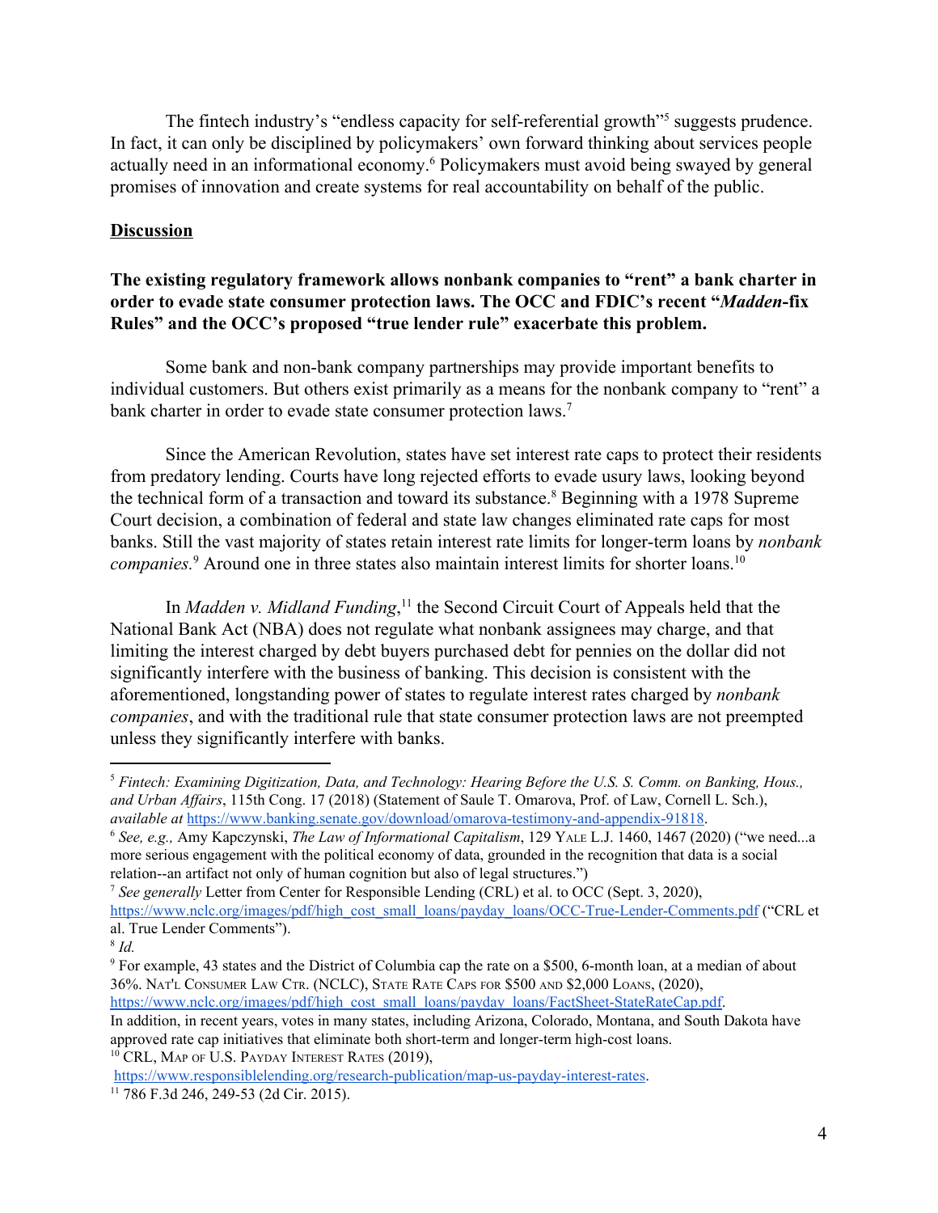The fintech industry's "endless capacity for self-referential growth"[5] suggests prudence. In fact, it can only be disciplined by policymakers' own forward thinking about services people actually need in an informational economy.[6] Policymakers must avoid being swayed by general promises of innovation and create systems for real accountability on behalf of the public.

## Discussion

### The existing regulatory framework allows nonbank companies to "rent" a bank charter in order to evade state consumer protection laws. The OCC and FDIC's recent "*Madden*-fix Rules" and the OCC's proposed "true lender rule" exacerbate this problem.

Some bank and non-bank company partnerships may provide important benefits to individual customers. But others exist primarily as a means for the nonbank company to "rent" a bank charter in order to evade state consumer protection laws.[7]

Since the American Revolution, states have set interest rate caps to protect their residents from predatory lending. Courts have long rejected efforts to evade usury laws, looking beyond the technical form of a transaction and toward its substance.[8] Beginning with a 1978 Supreme Court decision, a combination of federal and state law changes eliminated rate caps for most banks. Still the vast majority of states retain interest rate limits for longer-term loans by *nonbank companies.*[9] Around one in three states also maintain interest limits for shorter loans.[10]

In *Madden v. Midland Funding*,[11] the Second Circuit Court of Appeals held that the National Bank Act (NBA) does not regulate what nonbank assignees may charge, and that limiting the interest charged by debt buyers purchased debt for pennies on the dollar did not significantly interfere with the business of banking. This decision is consistent with the aforementioned, longstanding power of states to regulate interest rates charged by *nonbank companies*, and with the traditional rule that state consumer protection laws are not preempted unless they significantly interfere with banks.

---

[5] *Fintech: Examining Digitization, Data, and Technology: Hearing Before the U.S. S. Comm. on Banking, Hous., and Urban Affairs*, 115th Cong. 17 (2018) (Statement of Saule T. Omarova, Prof. of Law, Cornell L. Sch.), *available at* https://www.banking.senate.gov/download/omarova-testimony-and-appendix-91818.

[6] *See, e.g.,* Amy Kapczynski, *The Law of Informational Capitalism*, 129 YALE L.J. 1460, 1467 (2020) ("we need...a more serious engagement with the political economy of data, grounded in the recognition that data is a social relation--an artifact not only of human cognition but also of legal structures.")

[7] *See generally* Letter from Center for Responsible Lending (CRL) et al. to OCC (Sept. 3, 2020), https://www.nclc.org/images/pdf/high_cost_small_loans/payday_loans/OCC-True-Lender-Comments.pdf ("CRL et al. True Lender Comments").

[8] *Id.*

[9] For example, 43 states and the District of Columbia cap the rate on a $500, 6-month loan, at a median of about 36%. NAT'L CONSUMER LAW CTR. (NCLC), STATE RATE CAPS FOR $500 AND $2,000 LOANS, (2020), https://www.nclc.org/images/pdf/high_cost_small_loans/payday_loans/FactSheet-StateRateCap.pdf.
In addition, in recent years, votes in many states, including Arizona, Colorado, Montana, and South Dakota have approved rate cap initiatives that eliminate both short-term and longer-term high-cost loans.

[10] CRL, MAP OF U.S. PAYDAY INTEREST RATES (2019), https://www.responsiblelending.org/research-publication/map-us-payday-interest-rates.

[11] 786 F.3d 246, 249-53 (2d Cir. 2015).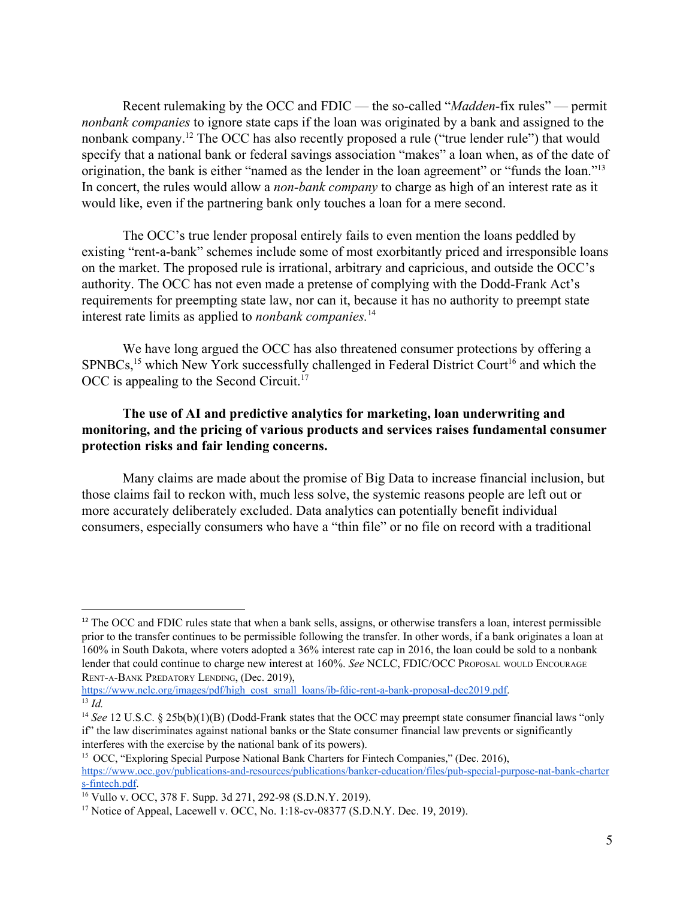Recent rulemaking by the OCC and FDIC — the so-called "*Madden*-fix rules" — permit *nonbank companies* to ignore state caps if the loan was originated by a bank and assigned to the nonbank company.[12] The OCC has also recently proposed a rule ("true lender rule") that would specify that a national bank or federal savings association "makes" a loan when, as of the date of origination, the bank is either "named as the lender in the loan agreement" or "funds the loan."[13] In concert, the rules would allow a *non-bank company* to charge as high of an interest rate as it would like, even if the partnering bank only touches a loan for a mere second.

The OCC's true lender proposal entirely fails to even mention the loans peddled by existing "rent-a-bank" schemes include some of most exorbitantly priced and irresponsible loans on the market. The proposed rule is irrational, arbitrary and capricious, and outside the OCC's authority. The OCC has not even made a pretense of complying with the Dodd-Frank Act's requirements for preempting state law, nor can it, because it has no authority to preempt state interest rate limits as applied to *nonbank companies.*[14]

We have long argued the OCC has also threatened consumer protections by offering a SPNBCs,[15] which New York successfully challenged in Federal District Court[16] and which the OCC is appealing to the Second Circuit.[17]

**The use of AI and predictive analytics for marketing, loan underwriting and monitoring, and the pricing of various products and services raises fundamental consumer protection risks and fair lending concerns.**

Many claims are made about the promise of Big Data to increase financial inclusion, but those claims fail to reckon with, much less solve, the systemic reasons people are left out or more accurately deliberately excluded. Data analytics can potentially benefit individual consumers, especially consumers who have a "thin file" or no file on record with a traditional

---

[12] The OCC and FDIC rules state that when a bank sells, assigns, or otherwise transfers a loan, interest permissible prior to the transfer continues to be permissible following the transfer. In other words, if a bank originates a loan at 160% in South Dakota, where voters adopted a 36% interest rate cap in 2016, the loan could be sold to a nonbank lender that could continue to charge new interest at 160%. *See* NCLC, FDIC/OCC PROPOSAL WOULD ENCOURAGE RENT-A-BANK PREDATORY LENDING, (Dec. 2019), https://www.nclc.org/images/pdf/high_cost_small_loans/ib-fdic-rent-a-bank-proposal-dec2019.pdf.

[13] *Id.*

[14] *See* 12 U.S.C. § 25b(b)(1)(B) (Dodd-Frank states that the OCC may preempt state consumer financial laws "only if" the law discriminates against national banks or the State consumer financial law prevents or significantly interferes with the exercise by the national bank of its powers).

[15] OCC, "Exploring Special Purpose National Bank Charters for Fintech Companies," (Dec. 2016), https://www.occ.gov/publications-and-resources/publications/banker-education/files/pub-special-purpose-nat-bank-charters-fintech.pdf.

[16] Vullo v. OCC, 378 F. Supp. 3d 271, 292-98 (S.D.N.Y. 2019).

[17] Notice of Appeal, Lacewell v. OCC, No. 1:18-cv-08377 (S.D.N.Y. Dec. 19, 2019).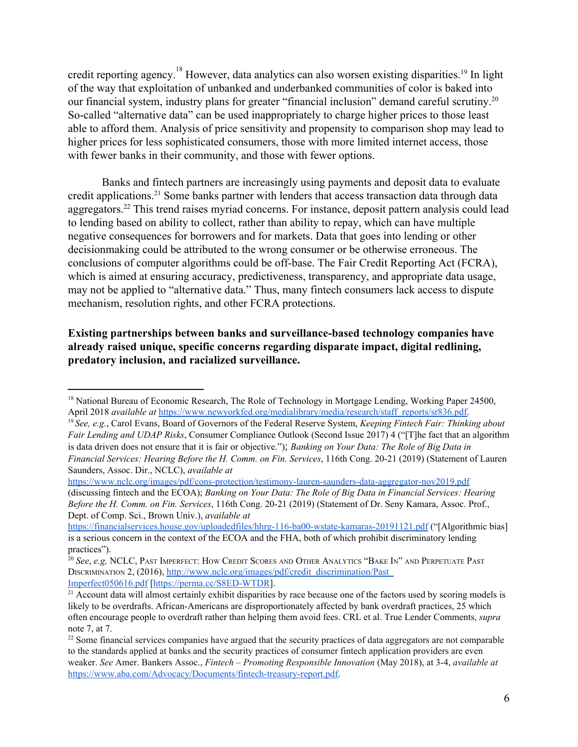credit reporting agency.[18] However, data analytics can also worsen existing disparities.[19] In light of the way that exploitation of unbanked and underbanked communities of color is baked into our financial system, industry plans for greater "financial inclusion" demand careful scrutiny.[20] So-called "alternative data" can be used inappropriately to charge higher prices to those least able to afford them. Analysis of price sensitivity and propensity to comparison shop may lead to higher prices for less sophisticated consumers, those with more limited internet access, those with fewer banks in their community, and those with fewer options.

Banks and fintech partners are increasingly using payments and deposit data to evaluate credit applications.[21] Some banks partner with lenders that access transaction data through data aggregators.[22] This trend raises myriad concerns. For instance, deposit pattern analysis could lead to lending based on ability to collect, rather than ability to repay, which can have multiple negative consequences for borrowers and for markets. Data that goes into lending or other decisionmaking could be attributed to the wrong consumer or be otherwise erroneous. The conclusions of computer algorithms could be off-base. The Fair Credit Reporting Act (FCRA), which is aimed at ensuring accuracy, predictiveness, transparency, and appropriate data usage, may not be applied to "alternative data." Thus, many fintech consumers lack access to dispute mechanism, resolution rights, and other FCRA protections.

**Existing partnerships between banks and surveillance-based technology companies have already raised unique, specific concerns regarding disparate impact, digital redlining, predatory inclusion, and racialized surveillance.**

---

[18] National Bureau of Economic Research, The Role of Technology in Mortgage Lending, Working Paper 24500, April 2018 *available at* https://www.newyorkfed.org/medialibrary/media/research/staff_reports/sr836.pdf.

[19] *See, e.g.*, Carol Evans, Board of Governors of the Federal Reserve System, *Keeping Fintech Fair: Thinking about Fair Lending and UDAP Risks*, Consumer Compliance Outlook (Second Issue 2017) 4 ("[T]he fact that an algorithm is data driven does not ensure that it is fair or objective."); *Banking on Your Data: The Role of Big Data in Financial Services: Hearing Before the H. Comm. on Fin. Services*, 116th Cong. 20-21 (2019) (Statement of Lauren Saunders, Assoc. Dir., NCLC), *available at* https://www.nclc.org/images/pdf/cons-protection/testimony-lauren-saunders-data-aggregator-nov2019.pdf (discussing fintech and the ECOA); *Banking on Your Data: The Role of Big Data in Financial Services: Hearing Before the H. Comm. on Fin. Services*, 116th Cong. 20-21 (2019) (Statement of Dr. Seny Kamara, Assoc. Prof., Dept. of Comp. Sci., Brown Univ.), *available at* https://financialservices.house.gov/uploadedfiles/hhrg-116-ba00-wstate-kamaras-20191121.pdf ("[Algorithmic bias] is a serious concern in the context of the ECOA and the FHA, both of which prohibit discriminatory lending practices").

[20] *See*, *e.g*, NCLC, Past Imperfect: How Credit Scores and Other Analytics "Bake In" and Perpetuate Past Discrimination 2, (2016), http://www.nclc.org/images/pdf/credit_discrimination/Past_Imperfect050616.pdf [https://perma.cc/S8ED-WTDR].

[21] Account data will almost certainly exhibit disparities by race because one of the factors used by scoring models is likely to be overdrafts. African-Americans are disproportionately affected by bank overdraft practices, 25 which often encourage people to overdraft rather than helping them avoid fees. CRL et al. True Lender Comments, *supra* note 7, at 7.

[22] Some financial services companies have argued that the security practices of data aggregators are not comparable to the standards applied at banks and the security practices of consumer fintech application providers are even weaker. *See* Amer. Bankers Assoc., *Fintech – Promoting Responsible Innovation* (May 2018), at 3-4, *available at* https://www.aba.com/Advocacy/Documents/fintech-treasury-report.pdf.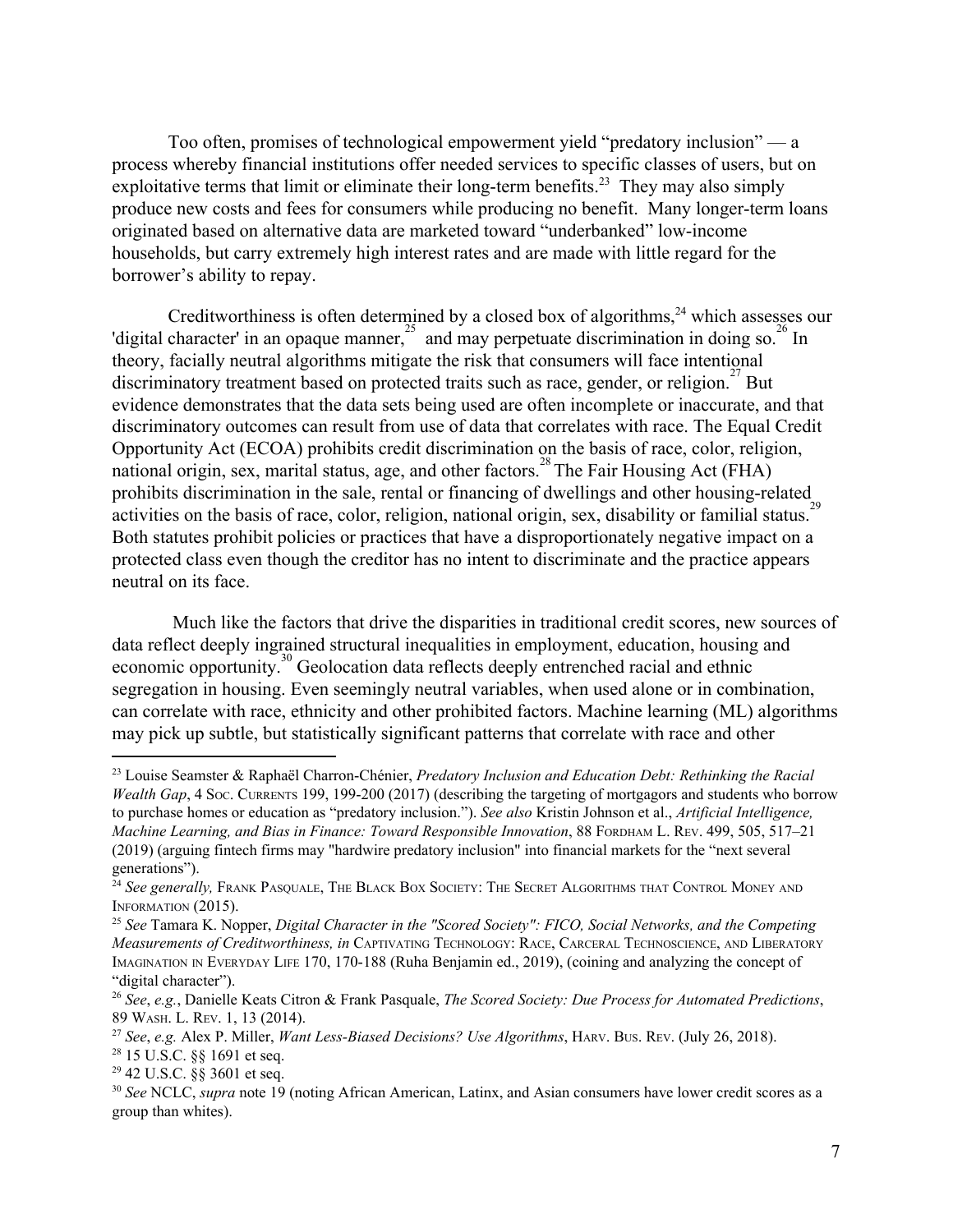Too often, promises of technological empowerment yield "predatory inclusion" — a process whereby financial institutions offer needed services to specific classes of users, but on exploitative terms that limit or eliminate their long-term benefits.[23] They may also simply produce new costs and fees for consumers while producing no benefit. Many longer-term loans originated based on alternative data are marketed toward "underbanked" low-income households, but carry extremely high interest rates and are made with little regard for the borrower's ability to repay.

Creditworthiness is often determined by a closed box of algorithms,[24] which assesses our 'digital character' in an opaque manner,[25] and may perpetuate discrimination in doing so.[26] In theory, facially neutral algorithms mitigate the risk that consumers will face intentional discriminatory treatment based on protected traits such as race, gender, or religion.[27] But evidence demonstrates that the data sets being used are often incomplete or inaccurate, and that discriminatory outcomes can result from use of data that correlates with race. The Equal Credit Opportunity Act (ECOA) prohibits credit discrimination on the basis of race, color, religion, national origin, sex, marital status, age, and other factors.[28] The Fair Housing Act (FHA) prohibits discrimination in the sale, rental or financing of dwellings and other housing-related activities on the basis of race, color, religion, national origin, sex, disability or familial status.[29] Both statutes prohibit policies or practices that have a disproportionately negative impact on a protected class even though the creditor has no intent to discriminate and the practice appears neutral on its face.

Much like the factors that drive the disparities in traditional credit scores, new sources of data reflect deeply ingrained structural inequalities in employment, education, housing and economic opportunity.[30] Geolocation data reflects deeply entrenched racial and ethnic segregation in housing. Even seemingly neutral variables, when used alone or in combination, can correlate with race, ethnicity and other prohibited factors. Machine learning (ML) algorithms may pick up subtle, but statistically significant patterns that correlate with race and other

---

[23] Louise Seamster & Raphaël Charron-Chénier, *Predatory Inclusion and Education Debt: Rethinking the Racial Wealth Gap*, 4 Soc. Currents 199, 199-200 (2017) (describing the targeting of mortgagors and students who borrow to purchase homes or education as "predatory inclusion."). *See also* Kristin Johnson et al., *Artificial Intelligence, Machine Learning, and Bias in Finance: Toward Responsible Innovation*, 88 Fordham L. Rev. 499, 505, 517–21 (2019) (arguing fintech firms may "hardwire predatory inclusion" into financial markets for the "next several generations").

[24] *See generally,* Frank Pasquale, The Black Box Society: The Secret Algorithms that Control Money and Information (2015).

[25] *See* Tamara K. Nopper, *Digital Character in the "Scored Society": FICO, Social Networks, and the Competing Measurements of Creditworthiness, in* Captivating Technology: Race, Carceral Technoscience, and Liberatory Imagination in Everyday Life 170, 170-188 (Ruha Benjamin ed., 2019), (coining and analyzing the concept of "digital character").

[26] *See*, *e.g.*, Danielle Keats Citron & Frank Pasquale, *The Scored Society: Due Process for Automated Predictions*, 89 Wash. L. Rev. 1, 13 (2014).

[27] *See*, *e.g.* Alex P. Miller, *Want Less-Biased Decisions? Use Algorithms*, Harv. Bus. Rev. (July 26, 2018).

[28] 15 U.S.C. §§ 1691 et seq.

[29] 42 U.S.C. §§ 3601 et seq.

[30] *See* NCLC, *supra* note 19 (noting African American, Latinx, and Asian consumers have lower credit scores as a group than whites).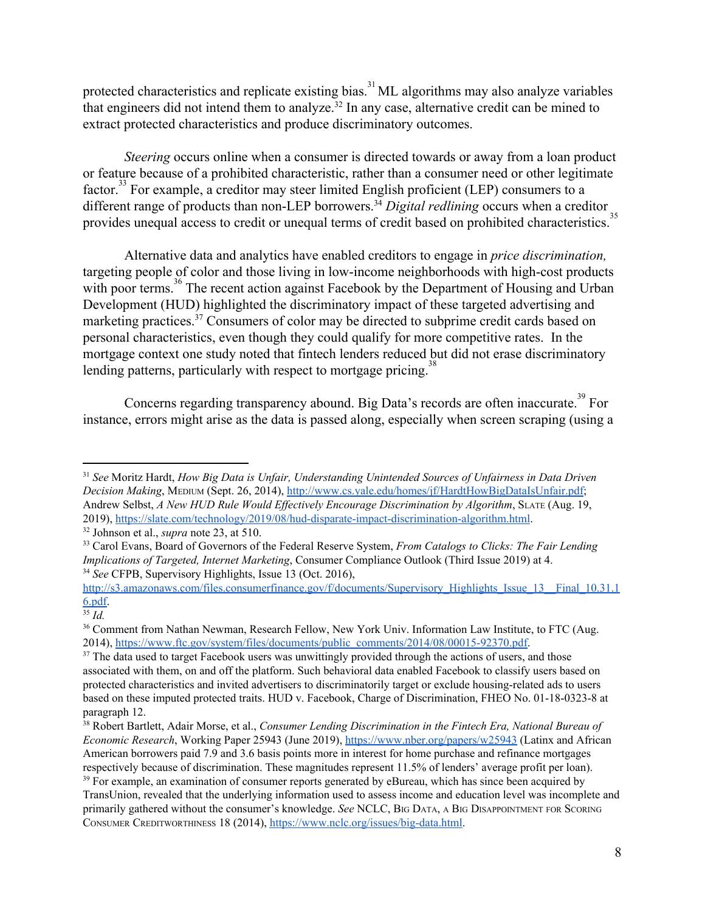protected characteristics and replicate existing bias.[31] ML algorithms may also analyze variables that engineers did not intend them to analyze.[32] In any case, alternative credit can be mined to extract protected characteristics and produce discriminatory outcomes.

*Steering* occurs online when a consumer is directed towards or away from a loan product or feature because of a prohibited characteristic, rather than a consumer need or other legitimate factor.[33] For example, a creditor may steer limited English proficient (LEP) consumers to a different range of products than non-LEP borrowers.[34] *Digital redlining* occurs when a creditor provides unequal access to credit or unequal terms of credit based on prohibited characteristics.[35]

Alternative data and analytics have enabled creditors to engage in *price discrimination,* targeting people of color and those living in low-income neighborhoods with high-cost products with poor terms.[36] The recent action against Facebook by the Department of Housing and Urban Development (HUD) highlighted the discriminatory impact of these targeted advertising and marketing practices.[37] Consumers of color may be directed to subprime credit cards based on personal characteristics, even though they could qualify for more competitive rates. In the mortgage context one study noted that fintech lenders reduced but did not erase discriminatory lending patterns, particularly with respect to mortgage pricing.[38]

Concerns regarding transparency abound. Big Data's records are often inaccurate.[39] For instance, errors might arise as the data is passed along, especially when screen scraping (using a

---

[31] *See* Moritz Hardt, *How Big Data is Unfair, Understanding Unintended Sources of Unfairness in Data Driven Decision Making*, MEDIUM (Sept. 26, 2014), http://www.cs.yale.edu/homes/jf/HardtHowBigDataIsUnfair.pdf; Andrew Selbst, *A New HUD Rule Would Effectively Encourage Discrimination by Algorithm*, SLATE (Aug. 19, 2019), https://slate.com/technology/2019/08/hud-disparate-impact-discrimination-algorithm.html.

[32] Johnson et al., *supra* note 23, at 510.

[33] Carol Evans, Board of Governors of the Federal Reserve System, *From Catalogs to Clicks: The Fair Lending Implications of Targeted, Internet Marketing*, Consumer Compliance Outlook (Third Issue 2019) at 4.

[34] *See* CFPB, Supervisory Highlights, Issue 13 (Oct. 2016), http://s3.amazonaws.com/files.consumerfinance.gov/f/documents/Supervisory_Highlights_Issue_13__Final_10.31.16.pdf.

[35] *Id.*

[36] Comment from Nathan Newman, Research Fellow, New York Univ. Information Law Institute, to FTC (Aug. 2014), https://www.ftc.gov/system/files/documents/public_comments/2014/08/00015-92370.pdf.

[37] The data used to target Facebook users was unwittingly provided through the actions of users, and those associated with them, on and off the platform. Such behavioral data enabled Facebook to classify users based on protected characteristics and invited advertisers to discriminatorily target or exclude housing-related ads to users based on these imputed protected traits. HUD v. Facebook, Charge of Discrimination, FHEO No. 01-18-0323-8 at paragraph 12.

[38] Robert Bartlett, Adair Morse, et al., *Consumer Lending Discrimination in the Fintech Era, National Bureau of Economic Research*, Working Paper 25943 (June 2019), https://www.nber.org/papers/w25943 (Latinx and African American borrowers paid 7.9 and 3.6 basis points more in interest for home purchase and refinance mortgages respectively because of discrimination. These magnitudes represent 11.5% of lenders' average profit per loan).

[39] For example, an examination of consumer reports generated by eBureau, which has since been acquired by TransUnion, revealed that the underlying information used to assess income and education level was incomplete and primarily gathered without the consumer's knowledge. *See* NCLC, BIG DATA, A BIG DISAPPOINTMENT FOR SCORING CONSUMER CREDITWORTHINESS 18 (2014), https://www.nclc.org/issues/big-data.html.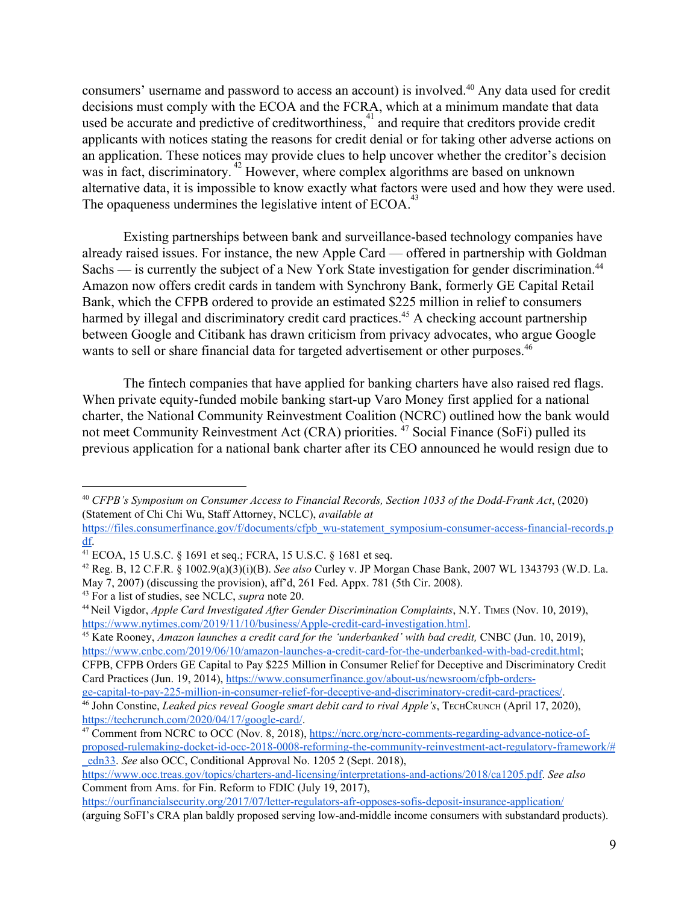consumers' username and password to access an account) is involved.[40] Any data used for credit decisions must comply with the ECOA and the FCRA, which at a minimum mandate that data used be accurate and predictive of creditworthiness,[41] and require that creditors provide credit applicants with notices stating the reasons for credit denial or for taking other adverse actions on an application. These notices may provide clues to help uncover whether the creditor's decision was in fact, discriminatory.[42] However, where complex algorithms are based on unknown alternative data, it is impossible to know exactly what factors were used and how they were used. The opaqueness undermines the legislative intent of ECOA.[43]

Existing partnerships between bank and surveillance-based technology companies have already raised issues. For instance, the new Apple Card — offered in partnership with Goldman Sachs — is currently the subject of a New York State investigation for gender discrimination.[44] Amazon now offers credit cards in tandem with Synchrony Bank, formerly GE Capital Retail Bank, which the CFPB ordered to provide an estimated $225 million in relief to consumers harmed by illegal and discriminatory credit card practices.[45] A checking account partnership between Google and Citibank has drawn criticism from privacy advocates, who argue Google wants to sell or share financial data for targeted advertisement or other purposes.[46]

The fintech companies that have applied for banking charters have also raised red flags. When private equity-funded mobile banking start-up Varo Money first applied for a national charter, the National Community Reinvestment Coalition (NCRC) outlined how the bank would not meet Community Reinvestment Act (CRA) priorities.[47] Social Finance (SoFi) pulled its previous application for a national bank charter after its CEO announced he would resign due to

---

[40] *CFPB's Symposium on Consumer Access to Financial Records, Section 1033 of the Dodd-Frank Act*, (2020) (Statement of Chi Chi Wu, Staff Attorney, NCLC), *available at* https://files.consumerfinance.gov/f/documents/cfpb_wu-statement_symposium-consumer-access-financial-records.pdf.

[41] ECOA, 15 U.S.C. § 1691 et seq.; FCRA, 15 U.S.C. § 1681 et seq.

[42] Reg. B, 12 C.F.R. § 1002.9(a)(3)(i)(B). *See also* Curley v. JP Morgan Chase Bank, 2007 WL 1343793 (W.D. La. May 7, 2007) (discussing the provision), aff'd, 261 Fed. Appx. 781 (5th Cir. 2008).

[43] For a list of studies, see NCLC, *supra* note 20.

[44] Neil Vigdor, *Apple Card Investigated After Gender Discrimination Complaints*, N.Y. TIMES (Nov. 10, 2019), https://www.nytimes.com/2019/11/10/business/Apple-credit-card-investigation.html.

[45] Kate Rooney, *Amazon launches a credit card for the 'underbanked' with bad credit,* CNBC (Jun. 10, 2019), https://www.cnbc.com/2019/06/10/amazon-launches-a-credit-card-for-the-underbanked-with-bad-credit.html; CFPB, CFPB Orders GE Capital to Pay $225 Million in Consumer Relief for Deceptive and Discriminatory Credit Card Practices (Jun. 19, 2014), https://www.consumerfinance.gov/about-us/newsroom/cfpb-orders-ge-capital-to-pay-225-million-in-consumer-relief-for-deceptive-and-discriminatory-credit-card-practices/.

[46] John Constine, *Leaked pics reveal Google smart debit card to rival Apple's*, TECHCRUNCH (April 17, 2020), https://techcrunch.com/2020/04/17/google-card/.

[47] Comment from NCRC to OCC (Nov. 8, 2018), https://ncrc.org/ncrc-comments-regarding-advance-notice-of-proposed-rulemaking-docket-id-occ-2018-0008-reforming-the-community-reinvestment-act-regulatory-framework/#_edn33. *See* also OCC, Conditional Approval No. 1205 2 (Sept. 2018), https://www.occ.treas.gov/topics/charters-and-licensing/interpretations-and-actions/2018/ca1205.pdf. *See also* Comment from Ams. for Fin. Reform to FDIC (July 19, 2017), https://ourfinancialsecurity.org/2017/07/letter-regulators-afr-opposes-sofis-deposit-insurance-application/ (arguing SoFI's CRA plan baldly proposed serving low-and-middle income consumers with substandard products).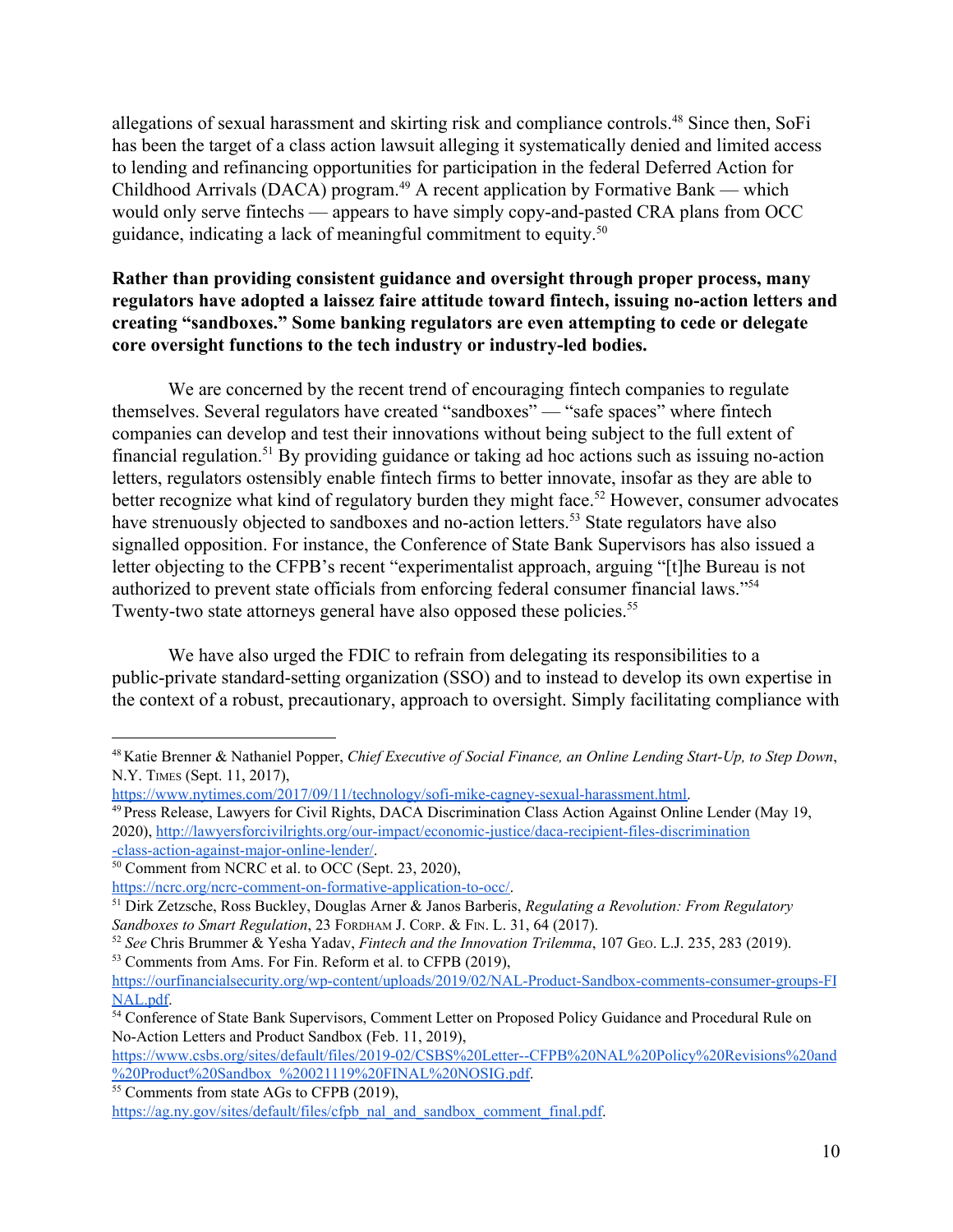allegations of sexual harassment and skirting risk and compliance controls.[48] Since then, SoFi has been the target of a class action lawsuit alleging it systematically denied and limited access to lending and refinancing opportunities for participation in the federal Deferred Action for Childhood Arrivals (DACA) program.[49] A recent application by Formative Bank — which would only serve fintechs — appears to have simply copy-and-pasted CRA plans from OCC guidance, indicating a lack of meaningful commitment to equity.[50]

**Rather than providing consistent guidance and oversight through proper process, many regulators have adopted a laissez faire attitude toward fintech, issuing no-action letters and creating "sandboxes." Some banking regulators are even attempting to cede or delegate core oversight functions to the tech industry or industry-led bodies.**

We are concerned by the recent trend of encouraging fintech companies to regulate themselves. Several regulators have created "sandboxes" — "safe spaces" where fintech companies can develop and test their innovations without being subject to the full extent of financial regulation.[51] By providing guidance or taking ad hoc actions such as issuing no-action letters, regulators ostensibly enable fintech firms to better innovate, insofar as they are able to better recognize what kind of regulatory burden they might face.[52] However, consumer advocates have strenuously objected to sandboxes and no-action letters.[53] State regulators have also signalled opposition. For instance, the Conference of State Bank Supervisors has also issued a letter objecting to the CFPB's recent "experimentalist approach, arguing "[t]he Bureau is not authorized to prevent state officials from enforcing federal consumer financial laws."[54] Twenty-two state attorneys general have also opposed these policies.[55]

We have also urged the FDIC to refrain from delegating its responsibilities to a public-private standard-setting organization (SSO) and to instead to develop its own expertise in the context of a robust, precautionary, approach to oversight. Simply facilitating compliance with

---

[48] Katie Brenner & Nathaniel Popper, *Chief Executive of Social Finance, an Online Lending Start-Up, to Step Down*, N.Y. Times (Sept. 11, 2017), https://www.nytimes.com/2017/09/11/technology/sofi-mike-cagney-sexual-harassment.html.

[49] Press Release, Lawyers for Civil Rights, DACA Discrimination Class Action Against Online Lender (May 19, 2020), http://lawyersforcivilrights.org/our-impact/economic-justice/daca-recipient-files-discrimination-class-action-against-major-online-lender/.

[50] Comment from NCRC et al. to OCC (Sept. 23, 2020), https://ncrc.org/ncrc-comment-on-formative-application-to-occ/.

[51] Dirk Zetzsche, Ross Buckley, Douglas Arner & Janos Barberis, *Regulating a Revolution: From Regulatory Sandboxes to Smart Regulation*, 23 Fordham J. Corp. & Fin. L. 31, 64 (2017).

[52] *See* Chris Brummer & Yesha Yadav, *Fintech and the Innovation Trilemma*, 107 Geo. L.J. 235, 283 (2019).

[53] Comments from Ams. For Fin. Reform et al. to CFPB (2019), https://ourfinancialsecurity.org/wp-content/uploads/2019/02/NAL-Product-Sandbox-comments-consumer-groups-FINAL.pdf.

[54] Conference of State Bank Supervisors, Comment Letter on Proposed Policy Guidance and Procedural Rule on No-Action Letters and Product Sandbox (Feb. 11, 2019), https://www.csbs.org/sites/default/files/2019-02/CSBS%20Letter--CFPB%20NAL%20Policy%20Revisions%20and%20Product%20Sandbox_%20021119%20FINAL%20NOSIG.pdf.

[55] Comments from state AGs to CFPB (2019), https://ag.ny.gov/sites/default/files/cfpb_nal_and_sandbox_comment_final.pdf.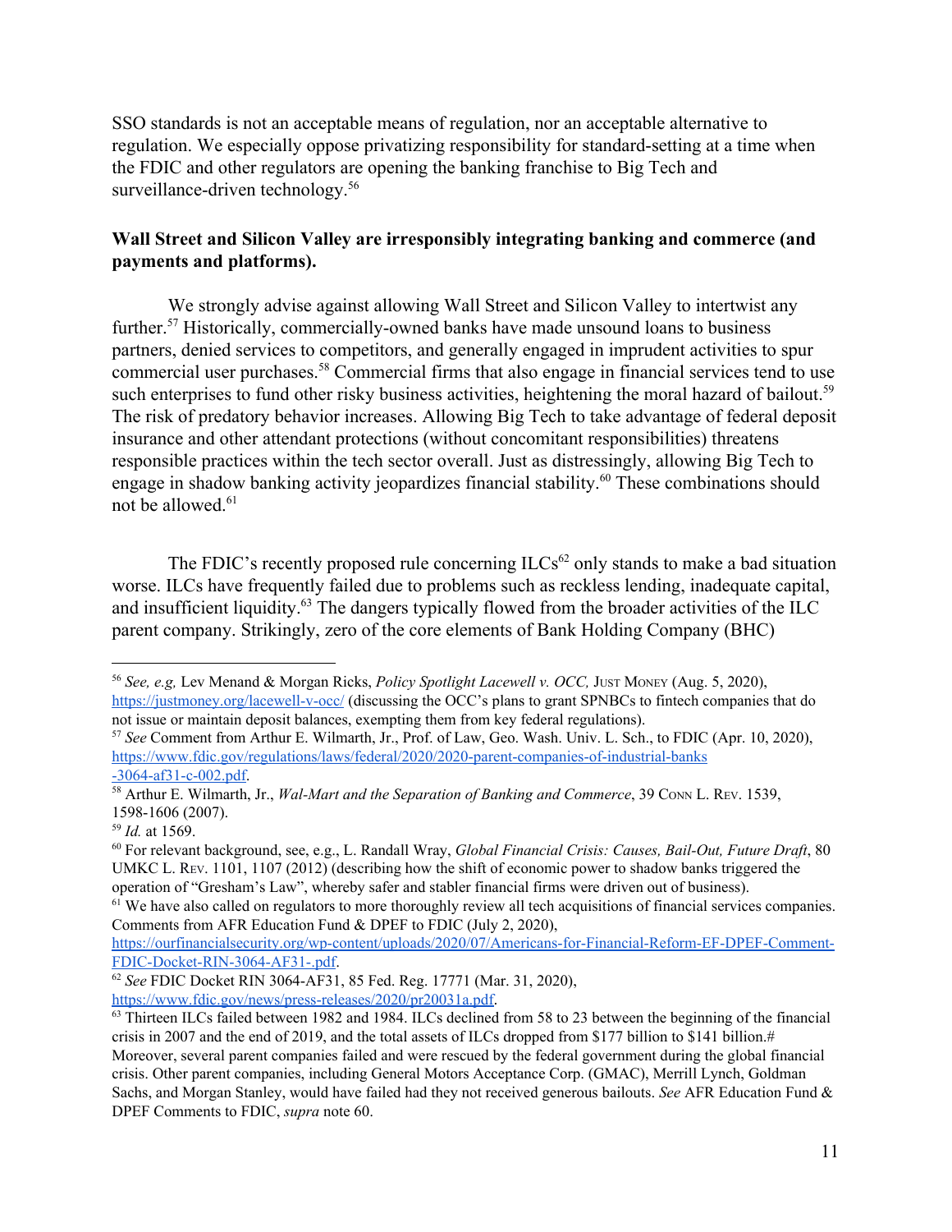SSO standards is not an acceptable means of regulation, nor an acceptable alternative to regulation. We especially oppose privatizing responsibility for standard-setting at a time when the FDIC and other regulators are opening the banking franchise to Big Tech and surveillance-driven technology.[56]

**Wall Street and Silicon Valley are irresponsibly integrating banking and commerce (and payments and platforms).**

We strongly advise against allowing Wall Street and Silicon Valley to intertwist any further.[57] Historically, commercially-owned banks have made unsound loans to business partners, denied services to competitors, and generally engaged in imprudent activities to spur commercial user purchases.[58] Commercial firms that also engage in financial services tend to use such enterprises to fund other risky business activities, heightening the moral hazard of bailout.[59] The risk of predatory behavior increases. Allowing Big Tech to take advantage of federal deposit insurance and other attendant protections (without concomitant responsibilities) threatens responsible practices within the tech sector overall. Just as distressingly, allowing Big Tech to engage in shadow banking activity jeopardizes financial stability.[60] These combinations should not be allowed.[61]

The FDIC's recently proposed rule concerning ILCs[62] only stands to make a bad situation worse. ILCs have frequently failed due to problems such as reckless lending, inadequate capital, and insufficient liquidity.[63] The dangers typically flowed from the broader activities of the ILC parent company. Strikingly, zero of the core elements of Bank Holding Company (BHC)

---

[56] *See, e.g,* Lev Menand & Morgan Ricks, *Policy Spotlight Lacewell v. OCC,* Just Money (Aug. 5, 2020), https://justmoney.org/lacewell-v-occ/ (discussing the OCC's plans to grant SPNBCs to fintech companies that do not issue or maintain deposit balances, exempting them from key federal regulations).

[57] *See* Comment from Arthur E. Wilmarth, Jr., Prof. of Law, Geo. Wash. Univ. L. Sch., to FDIC (Apr. 10, 2020), https://www.fdic.gov/regulations/laws/federal/2020/2020-parent-companies-of-industrial-banks-3064-af31-c-002.pdf.

[58] Arthur E. Wilmarth, Jr., *Wal-Mart and the Separation of Banking and Commerce*, 39 Conn L. Rev. 1539, 1598-1606 (2007).

[59] *Id.* at 1569.

[60] For relevant background, see, e.g., L. Randall Wray, *Global Financial Crisis: Causes, Bail-Out, Future Draft*, 80 UMKC L. Rev. 1101, 1107 (2012) (describing how the shift of economic power to shadow banks triggered the operation of "Gresham's Law", whereby safer and stabler financial firms were driven out of business).

[61] We have also called on regulators to more thoroughly review all tech acquisitions of financial services companies. Comments from AFR Education Fund & DPEF to FDIC (July 2, 2020), https://ourfinancialsecurity.org/wp-content/uploads/2020/07/Americans-for-Financial-Reform-EF-DPEF-Comment-FDIC-Docket-RIN-3064-AF31-.pdf.

[62] *See* FDIC Docket RIN 3064-AF31, 85 Fed. Reg. 17771 (Mar. 31, 2020), https://www.fdic.gov/news/press-releases/2020/pr20031a.pdf.

[63] Thirteen ILCs failed between 1982 and 1984. ILCs declined from 58 to 23 between the beginning of the financial crisis in 2007 and the end of 2019, and the total assets of ILCs dropped from $177 billion to $141 billion.# Moreover, several parent companies failed and were rescued by the federal government during the global financial crisis. Other parent companies, including General Motors Acceptance Corp. (GMAC), Merrill Lynch, Goldman Sachs, and Morgan Stanley, would have failed had they not received generous bailouts. *See* AFR Education Fund & DPEF Comments to FDIC, *supra* note 60.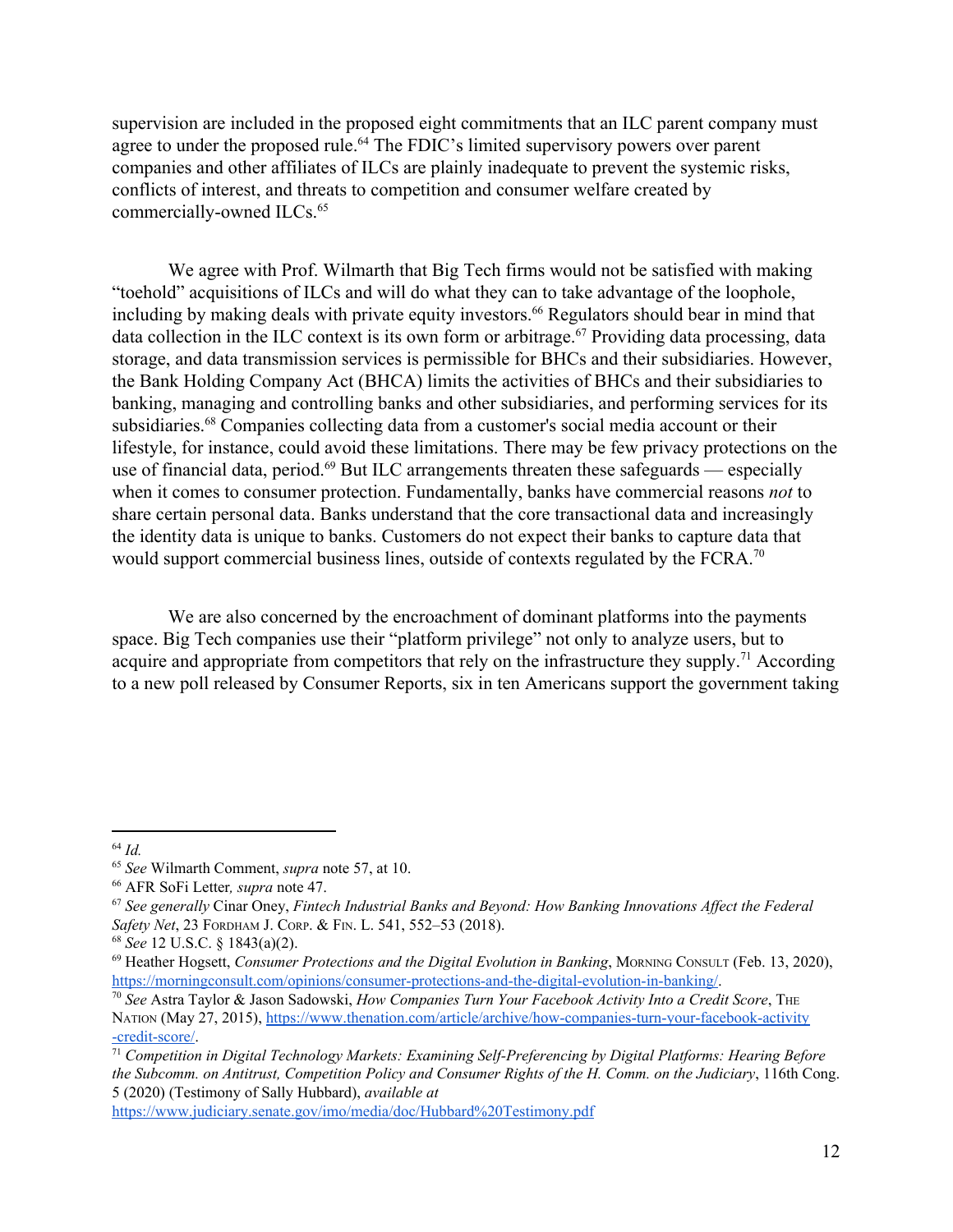supervision are included in the proposed eight commitments that an ILC parent company must agree to under the proposed rule.[64] The FDIC's limited supervisory powers over parent companies and other affiliates of ILCs are plainly inadequate to prevent the systemic risks, conflicts of interest, and threats to competition and consumer welfare created by commercially-owned ILCs.[65]

We agree with Prof. Wilmarth that Big Tech firms would not be satisfied with making "toehold" acquisitions of ILCs and will do what they can to take advantage of the loophole, including by making deals with private equity investors.[66] Regulators should bear in mind that data collection in the ILC context is its own form or arbitrage.[67] Providing data processing, data storage, and data transmission services is permissible for BHCs and their subsidiaries. However, the Bank Holding Company Act (BHCA) limits the activities of BHCs and their subsidiaries to banking, managing and controlling banks and other subsidiaries, and performing services for its subsidiaries.[68] Companies collecting data from a customer's social media account or their lifestyle, for instance, could avoid these limitations. There may be few privacy protections on the use of financial data, period.[69] But ILC arrangements threaten these safeguards — especially when it comes to consumer protection. Fundamentally, banks have commercial reasons *not* to share certain personal data. Banks understand that the core transactional data and increasingly the identity data is unique to banks. Customers do not expect their banks to capture data that would support commercial business lines, outside of contexts regulated by the FCRA.[70]

We are also concerned by the encroachment of dominant platforms into the payments space. Big Tech companies use their "platform privilege" not only to analyze users, but to acquire and appropriate from competitors that rely on the infrastructure they supply.[71] According to a new poll released by Consumer Reports, six in ten Americans support the government taking

---

[64] *Id.*

[65] *See* Wilmarth Comment, *supra* note 57, at 10.

[66] AFR SoFi Letter*, supra* note 47.

[67] *See generally* Cinar Oney, *Fintech Industrial Banks and Beyond: How Banking Innovations Affect the Federal Safety Net*, 23 Fordham J. Corp. & Fin. L. 541, 552–53 (2018).

[68] *See* 12 U.S.C. § 1843(a)(2).

[69] Heather Hogsett, *Consumer Protections and the Digital Evolution in Banking*, Morning Consult (Feb. 13, 2020), https://morningconsult.com/opinions/consumer-protections-and-the-digital-evolution-in-banking/.

[70] *See* Astra Taylor & Jason Sadowski, *How Companies Turn Your Facebook Activity Into a Credit Score*, The Nation (May 27, 2015), https://www.thenation.com/article/archive/how-companies-turn-your-facebook-activity-credit-score/.

[71] *Competition in Digital Technology Markets: Examining Self-Preferencing by Digital Platforms: Hearing Before the Subcomm. on Antitrust, Competition Policy and Consumer Rights of the H. Comm. on the Judiciary*, 116th Cong. 5 (2020) (Testimony of Sally Hubbard), *available at* https://www.judiciary.senate.gov/imo/media/doc/Hubbard%20Testimony.pdf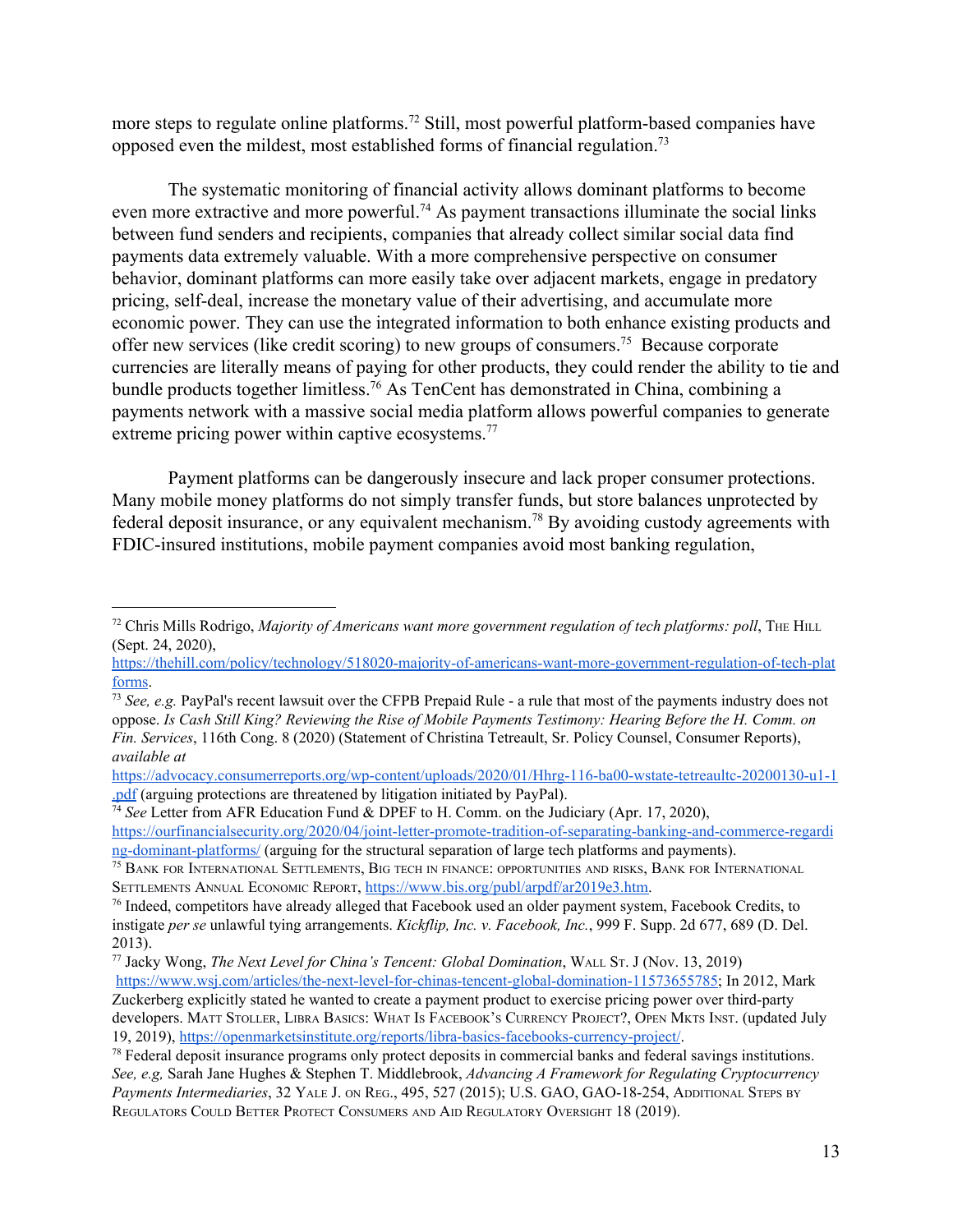more steps to regulate online platforms.[72] Still, most powerful platform-based companies have opposed even the mildest, most established forms of financial regulation.[73]

The systematic monitoring of financial activity allows dominant platforms to become even more extractive and more powerful.[74] As payment transactions illuminate the social links between fund senders and recipients, companies that already collect similar social data find payments data extremely valuable. With a more comprehensive perspective on consumer behavior, dominant platforms can more easily take over adjacent markets, engage in predatory pricing, self-deal, increase the monetary value of their advertising, and accumulate more economic power. They can use the integrated information to both enhance existing products and offer new services (like credit scoring) to new groups of consumers.[75] Because corporate currencies are literally means of paying for other products, they could render the ability to tie and bundle products together limitless.[76] As TenCent has demonstrated in China, combining a payments network with a massive social media platform allows powerful companies to generate extreme pricing power within captive ecosystems.[77]

Payment platforms can be dangerously insecure and lack proper consumer protections. Many mobile money platforms do not simply transfer funds, but store balances unprotected by federal deposit insurance, or any equivalent mechanism.[78] By avoiding custody agreements with FDIC-insured institutions, mobile payment companies avoid most banking regulation,

---

[72] Chris Mills Rodrigo, *Majority of Americans want more government regulation of tech platforms: poll*, THE HILL (Sept. 24, 2020), https://thehill.com/policy/technology/518020-majority-of-americans-want-more-government-regulation-of-tech-platforms.

[73] *See, e.g.* PayPal's recent lawsuit over the CFPB Prepaid Rule - a rule that most of the payments industry does not oppose. *Is Cash Still King? Reviewing the Rise of Mobile Payments Testimony: Hearing Before the H. Comm. on Fin. Services*, 116th Cong. 8 (2020) (Statement of Christina Tetreault, Sr. Policy Counsel, Consumer Reports), *available at* https://advocacy.consumerreports.org/wp-content/uploads/2020/01/Hhrg-116-ba00-wstate-tetreaultc-20200130-u1-1.pdf (arguing protections are threatened by litigation initiated by PayPal).

[74] *See* Letter from AFR Education Fund & DPEF to H. Comm. on the Judiciary (Apr. 17, 2020), https://ourfinancialsecurity.org/2020/04/joint-letter-promote-tradition-of-separating-banking-and-commerce-regarding-dominant-platforms/ (arguing for the structural separation of large tech platforms and payments).

[75] BANK FOR INTERNATIONAL SETTLEMENTS, BIG TECH IN FINANCE: OPPORTUNITIES AND RISKS, BANK FOR INTERNATIONAL SETTLEMENTS ANNUAL ECONOMIC REPORT, https://www.bis.org/publ/arpdf/ar2019e3.htm.

[76] Indeed, competitors have already alleged that Facebook used an older payment system, Facebook Credits, to instigate *per se* unlawful tying arrangements. *Kickflip, Inc. v. Facebook, Inc.*, 999 F. Supp. 2d 677, 689 (D. Del. 2013).

[77] Jacky Wong, *The Next Level for China's Tencent: Global Domination*, WALL ST. J (Nov. 13, 2019) https://www.wsj.com/articles/the-next-level-for-chinas-tencent-global-domination-11573655785; In 2012, Mark Zuckerberg explicitly stated he wanted to create a payment product to exercise pricing power over third-party developers. MATT STOLLER, LIBRA BASICS: WHAT IS FACEBOOK'S CURRENCY PROJECT?, OPEN MKTS INST. (updated July 19, 2019), https://openmarketsinstitute.org/reports/libra-basics-facebooks-currency-project/.

[78] Federal deposit insurance programs only protect deposits in commercial banks and federal savings institutions. *See, e.g,* Sarah Jane Hughes & Stephen T. Middlebrook, *Advancing A Framework for Regulating Cryptocurrency Payments Intermediaries*, 32 YALE J. ON REG., 495, 527 (2015); U.S. GAO, GAO-18-254, ADDITIONAL STEPS BY REGULATORS COULD BETTER PROTECT CONSUMERS AND AID REGULATORY OVERSIGHT 18 (2019).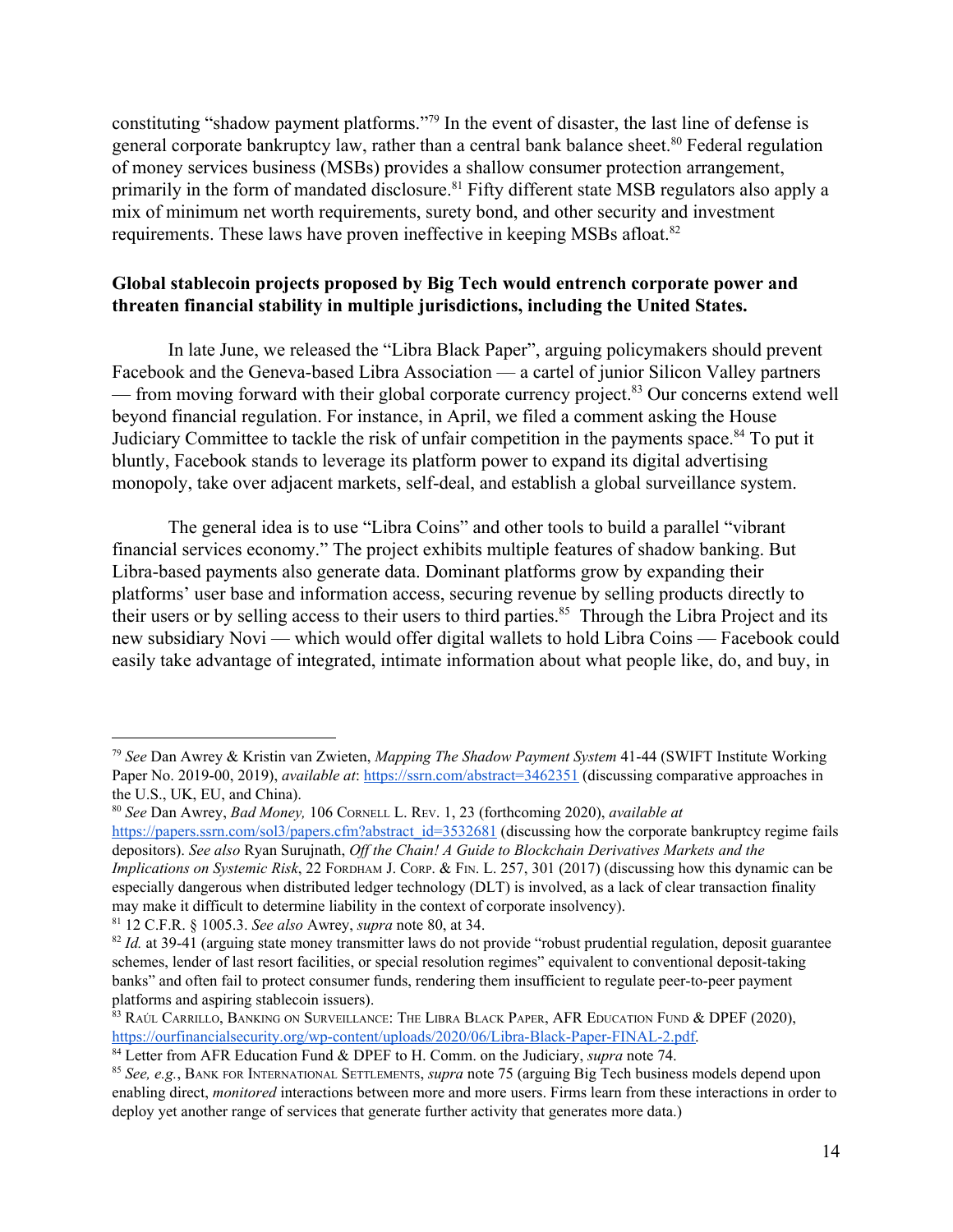constituting "shadow payment platforms."[79] In the event of disaster, the last line of defense is general corporate bankruptcy law, rather than a central bank balance sheet.[80] Federal regulation of money services business (MSBs) provides a shallow consumer protection arrangement, primarily in the form of mandated disclosure.[81] Fifty different state MSB regulators also apply a mix of minimum net worth requirements, surety bond, and other security and investment requirements. These laws have proven ineffective in keeping MSBs afloat.[82]

**Global stablecoin projects proposed by Big Tech would entrench corporate power and threaten financial stability in multiple jurisdictions, including the United States.**

In late June, we released the "Libra Black Paper", arguing policymakers should prevent Facebook and the Geneva-based Libra Association — a cartel of junior Silicon Valley partners — from moving forward with their global corporate currency project.[83] Our concerns extend well beyond financial regulation. For instance, in April, we filed a comment asking the House Judiciary Committee to tackle the risk of unfair competition in the payments space.[84] To put it bluntly, Facebook stands to leverage its platform power to expand its digital advertising monopoly, take over adjacent markets, self-deal, and establish a global surveillance system.

The general idea is to use "Libra Coins" and other tools to build a parallel "vibrant financial services economy." The project exhibits multiple features of shadow banking. But Libra-based payments also generate data. Dominant platforms grow by expanding their platforms' user base and information access, securing revenue by selling products directly to their users or by selling access to their users to third parties.[85] Through the Libra Project and its new subsidiary Novi — which would offer digital wallets to hold Libra Coins — Facebook could easily take advantage of integrated, intimate information about what people like, do, and buy, in

---

[79] *See* Dan Awrey & Kristin van Zwieten, *Mapping The Shadow Payment System* 41-44 (SWIFT Institute Working Paper No. 2019-00, 2019), *available at*: https://ssrn.com/abstract=3462351 (discussing comparative approaches in the U.S., UK, EU, and China).

[80] *See* Dan Awrey, *Bad Money,* 106 CORNELL L. REV. 1, 23 (forthcoming 2020), *available at* https://papers.ssrn.com/sol3/papers.cfm?abstract_id=3532681 (discussing how the corporate bankruptcy regime fails depositors). *See also* Ryan Surujnath, *Off the Chain! A Guide to Blockchain Derivatives Markets and the Implications on Systemic Risk*, 22 FORDHAM J. CORP. & FIN. L. 257, 301 (2017) (discussing how this dynamic can be especially dangerous when distributed ledger technology (DLT) is involved, as a lack of clear transaction finality may make it difficult to determine liability in the context of corporate insolvency).

[81] 12 C.F.R. § 1005.3. *See also* Awrey, *supra* note 80, at 34.

[82] *Id.* at 39-41 (arguing state money transmitter laws do not provide "robust prudential regulation, deposit guarantee schemes, lender of last resort facilities, or special resolution regimes" equivalent to conventional deposit-taking banks" and often fail to protect consumer funds, rendering them insufficient to regulate peer-to-peer payment platforms and aspiring stablecoin issuers).

[83] RAÚL CARRILLO, BANKING ON SURVEILLANCE: THE LIBRA BLACK PAPER, AFR EDUCATION FUND & DPEF (2020), https://ourfinancialsecurity.org/wp-content/uploads/2020/06/Libra-Black-Paper-FINAL-2.pdf.

[84] Letter from AFR Education Fund & DPEF to H. Comm. on the Judiciary, *supra* note 74.

[85] *See, e.g.*, BANK FOR INTERNATIONAL SETTLEMENTS, *supra* note 75 (arguing Big Tech business models depend upon enabling direct, *monitored* interactions between more and more users. Firms learn from these interactions in order to deploy yet another range of services that generate further activity that generates more data.)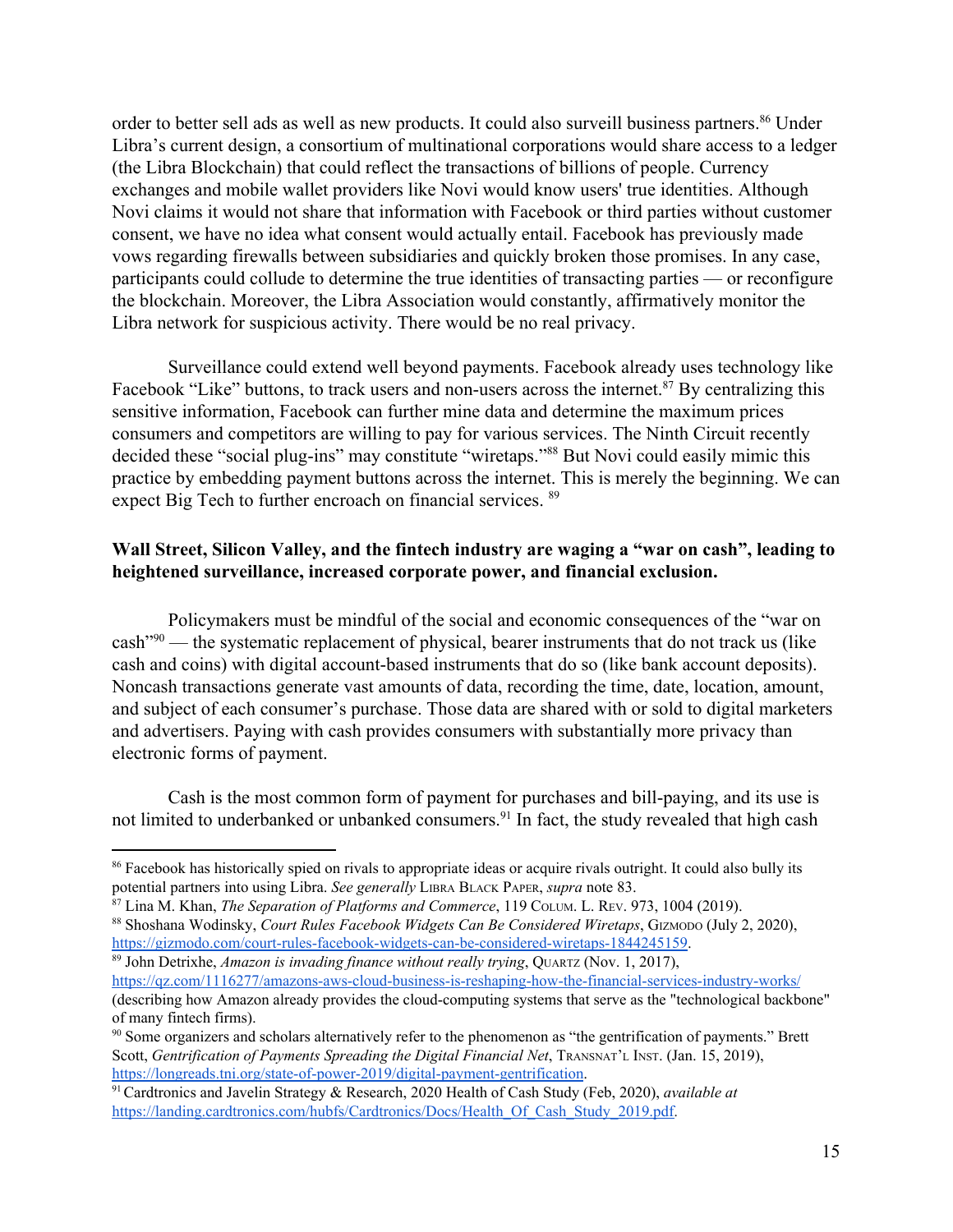order to better sell ads as well as new products. It could also surveill business partners.[86] Under Libra's current design, a consortium of multinational corporations would share access to a ledger (the Libra Blockchain) that could reflect the transactions of billions of people. Currency exchanges and mobile wallet providers like Novi would know users' true identities. Although Novi claims it would not share that information with Facebook or third parties without customer consent, we have no idea what consent would actually entail. Facebook has previously made vows regarding firewalls between subsidiaries and quickly broken those promises. In any case, participants could collude to determine the true identities of transacting parties — or reconfigure the blockchain. Moreover, the Libra Association would constantly, affirmatively monitor the Libra network for suspicious activity. There would be no real privacy.

Surveillance could extend well beyond payments. Facebook already uses technology like Facebook "Like" buttons, to track users and non-users across the internet.[87] By centralizing this sensitive information, Facebook can further mine data and determine the maximum prices consumers and competitors are willing to pay for various services. The Ninth Circuit recently decided these "social plug-ins" may constitute "wiretaps."[88] But Novi could easily mimic this practice by embedding payment buttons across the internet. This is merely the beginning. We can expect Big Tech to further encroach on financial services.[89]

**Wall Street, Silicon Valley, and the fintech industry are waging a "war on cash", leading to heightened surveillance, increased corporate power, and financial exclusion.**

Policymakers must be mindful of the social and economic consequences of the "war on cash"[90] — the systematic replacement of physical, bearer instruments that do not track us (like cash and coins) with digital account-based instruments that do so (like bank account deposits). Noncash transactions generate vast amounts of data, recording the time, date, location, amount, and subject of each consumer's purchase. Those data are shared with or sold to digital marketers and advertisers. Paying with cash provides consumers with substantially more privacy than electronic forms of payment.

Cash is the most common form of payment for purchases and bill-paying, and its use is not limited to underbanked or unbanked consumers.[91] In fact, the study revealed that high cash

---

[86] Facebook has historically spied on rivals to appropriate ideas or acquire rivals outright. It could also bully its potential partners into using Libra. *See generally* LIBRA BLACK PAPER, *supra* note 83.

[87] Lina M. Khan, *The Separation of Platforms and Commerce*, 119 COLUM. L. REV. 973, 1004 (2019).

[88] Shoshana Wodinsky, *Court Rules Facebook Widgets Can Be Considered Wiretaps*, GIZMODO (July 2, 2020), https://gizmodo.com/court-rules-facebook-widgets-can-be-considered-wiretaps-1844245159.

[89] John Detrixhe, *Amazon is invading finance without really trying*, QUARTZ (Nov. 1, 2017), https://qz.com/1116277/amazons-aws-cloud-business-is-reshaping-how-the-financial-services-industry-works/ (describing how Amazon already provides the cloud-computing systems that serve as the "technological backbone" of many fintech firms).

[90] Some organizers and scholars alternatively refer to the phenomenon as "the gentrification of payments." Brett Scott, *Gentrification of Payments Spreading the Digital Financial Net*, TRANSNAT'L INST. (Jan. 15, 2019), https://longreads.tni.org/state-of-power-2019/digital-payment-gentrification.

[91] Cardtronics and Javelin Strategy & Research, 2020 Health of Cash Study (Feb, 2020), *available at* https://landing.cardtronics.com/hubfs/Cardtronics/Docs/Health_Of_Cash_Study_2019.pdf.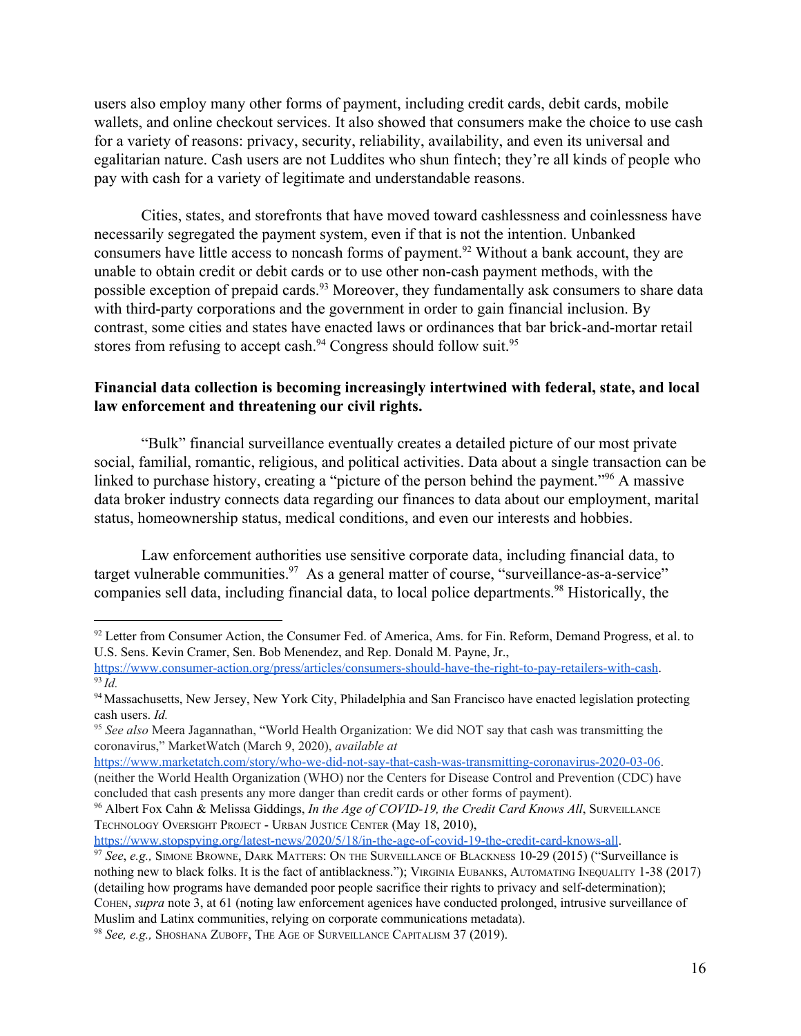users also employ many other forms of payment, including credit cards, debit cards, mobile wallets, and online checkout services. It also showed that consumers make the choice to use cash for a variety of reasons: privacy, security, reliability, availability, and even its universal and egalitarian nature. Cash users are not Luddites who shun fintech; they're all kinds of people who pay with cash for a variety of legitimate and understandable reasons.

Cities, states, and storefronts that have moved toward cashlessness and coinlessness have necessarily segregated the payment system, even if that is not the intention. Unbanked consumers have little access to noncash forms of payment.[92] Without a bank account, they are unable to obtain credit or debit cards or to use other non-cash payment methods, with the possible exception of prepaid cards.[93] Moreover, they fundamentally ask consumers to share data with third-party corporations and the government in order to gain financial inclusion. By contrast, some cities and states have enacted laws or ordinances that bar brick-and-mortar retail stores from refusing to accept cash.[94] Congress should follow suit.[95]

**Financial data collection is becoming increasingly intertwined with federal, state, and local law enforcement and threatening our civil rights.**

"Bulk" financial surveillance eventually creates a detailed picture of our most private social, familial, romantic, religious, and political activities. Data about a single transaction can be linked to purchase history, creating a "picture of the person behind the payment."[96] A massive data broker industry connects data regarding our finances to data about our employment, marital status, homeownership status, medical conditions, and even our interests and hobbies.

Law enforcement authorities use sensitive corporate data, including financial data, to target vulnerable communities.[97] As a general matter of course, "surveillance-as-a-service" companies sell data, including financial data, to local police departments.[98] Historically, the

---

[92] Letter from Consumer Action, the Consumer Fed. of America, Ams. for Fin. Reform, Demand Progress, et al. to U.S. Sens. Kevin Cramer, Sen. Bob Menendez, and Rep. Donald M. Payne, Jr., https://www.consumer-action.org/press/articles/consumers-should-have-the-right-to-pay-retailers-with-cash.

[93] *Id.*

[94] Massachusetts, New Jersey, New York City, Philadelphia and San Francisco have enacted legislation protecting cash users. *Id.*

[95] *See also* Meera Jagannathan, "World Health Organization: We did NOT say that cash was transmitting the coronavirus," MarketWatch (March 9, 2020), *available at* https://www.marketatch.com/story/who-we-did-not-say-that-cash-was-transmitting-coronavirus-2020-03-06. (neither the World Health Organization (WHO) nor the Centers for Disease Control and Prevention (CDC) have concluded that cash presents any more danger than credit cards or other forms of payment).

[96] Albert Fox Cahn & Melissa Giddings, *In the Age of COVID-19, the Credit Card Knows All*, Surveillance Technology Oversight Project - Urban Justice Center (May 18, 2010), https://www.stopspying.org/latest-news/2020/5/18/in-the-age-of-covid-19-the-credit-card-knows-all.

[97] *See*, *e.g.,* Simone Browne, Dark Matters: On the Surveillance of Blackness 10-29 (2015) ("Surveillance is nothing new to black folks. It is the fact of antiblackness."); Virginia Eubanks, Automating Inequality 1-38 (2017) (detailing how programs have demanded poor people sacrifice their rights to privacy and self-determination); Cohen, *supra* note 3, at 61 (noting law enforcement agenices have conducted prolonged, intrusive surveillance of Muslim and Latinx communities, relying on corporate communications metadata).

[98] *See, e.g.,* Shoshana Zuboff, The Age of Surveillance Capitalism 37 (2019).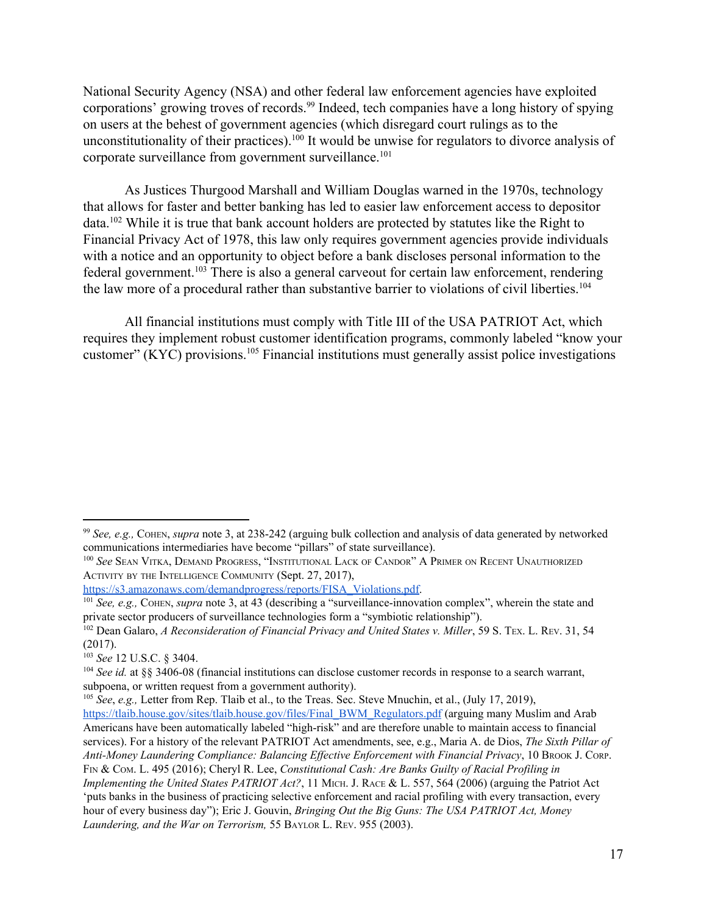National Security Agency (NSA) and other federal law enforcement agencies have exploited corporations' growing troves of records.[99] Indeed, tech companies have a long history of spying on users at the behest of government agencies (which disregard court rulings as to the unconstitutionality of their practices).[100] It would be unwise for regulators to divorce analysis of corporate surveillance from government surveillance.[101]

As Justices Thurgood Marshall and William Douglas warned in the 1970s, technology that allows for faster and better banking has led to easier law enforcement access to depositor data.[102] While it is true that bank account holders are protected by statutes like the Right to Financial Privacy Act of 1978, this law only requires government agencies provide individuals with a notice and an opportunity to object before a bank discloses personal information to the federal government.[103] There is also a general carveout for certain law enforcement, rendering the law more of a procedural rather than substantive barrier to violations of civil liberties.[104]

All financial institutions must comply with Title III of the USA PATRIOT Act, which requires they implement robust customer identification programs, commonly labeled "know your customer" (KYC) provisions.[105] Financial institutions must generally assist police investigations

---

[99] *See, e.g.,* COHEN, *supra* note 3, at 238-242 (arguing bulk collection and analysis of data generated by networked communications intermediaries have become "pillars" of state surveillance).

[100] *See* SEAN VITKA, DEMAND PROGRESS, "INSTITUTIONAL LACK OF CANDOR" A PRIMER ON RECENT UNAUTHORIZED ACTIVITY BY THE INTELLIGENCE COMMUNITY (Sept. 27, 2017), https://s3.amazonaws.com/demandprogress/reports/FISA_Violations.pdf.

[101] *See, e.g.,* COHEN, *supra* note 3, at 43 (describing a "surveillance-innovation complex", wherein the state and private sector producers of surveillance technologies form a "symbiotic relationship").

[102] Dean Galaro, *A Reconsideration of Financial Privacy and United States v. Miller*, 59 S. TEX. L. REV. 31, 54 (2017).

[103] *See* 12 U.S.C. § 3404.

[104] *See id.* at §§ 3406-08 (financial institutions can disclose customer records in response to a search warrant, subpoena, or written request from a government authority).

[105] *See*, *e.g.,* Letter from Rep. Tlaib et al., to the Treas. Sec. Steve Mnuchin, et al., (July 17, 2019), https://tlaib.house.gov/sites/tlaib.house.gov/files/Final_BWM_Regulators.pdf (arguing many Muslim and Arab Americans have been automatically labeled "high-risk" and are therefore unable to maintain access to financial services). For a history of the relevant PATRIOT Act amendments, see, e.g., Maria A. de Dios, *The Sixth Pillar of Anti-Money Laundering Compliance: Balancing Effective Enforcement with Financial Privacy*, 10 BROOK J. CORP. FIN & COM. L. 495 (2016); Cheryl R. Lee, *Constitutional Cash: Are Banks Guilty of Racial Profiling in Implementing the United States PATRIOT Act?*, 11 MICH. J. RACE & L. 557, 564 (2006) (arguing the Patriot Act 'puts banks in the business of practicing selective enforcement and racial profiling with every transaction, every hour of every business day"); Eric J. Gouvin, *Bringing Out the Big Guns: The USA PATRIOT Act, Money Laundering, and the War on Terrorism,* 55 BAYLOR L. REV. 955 (2003).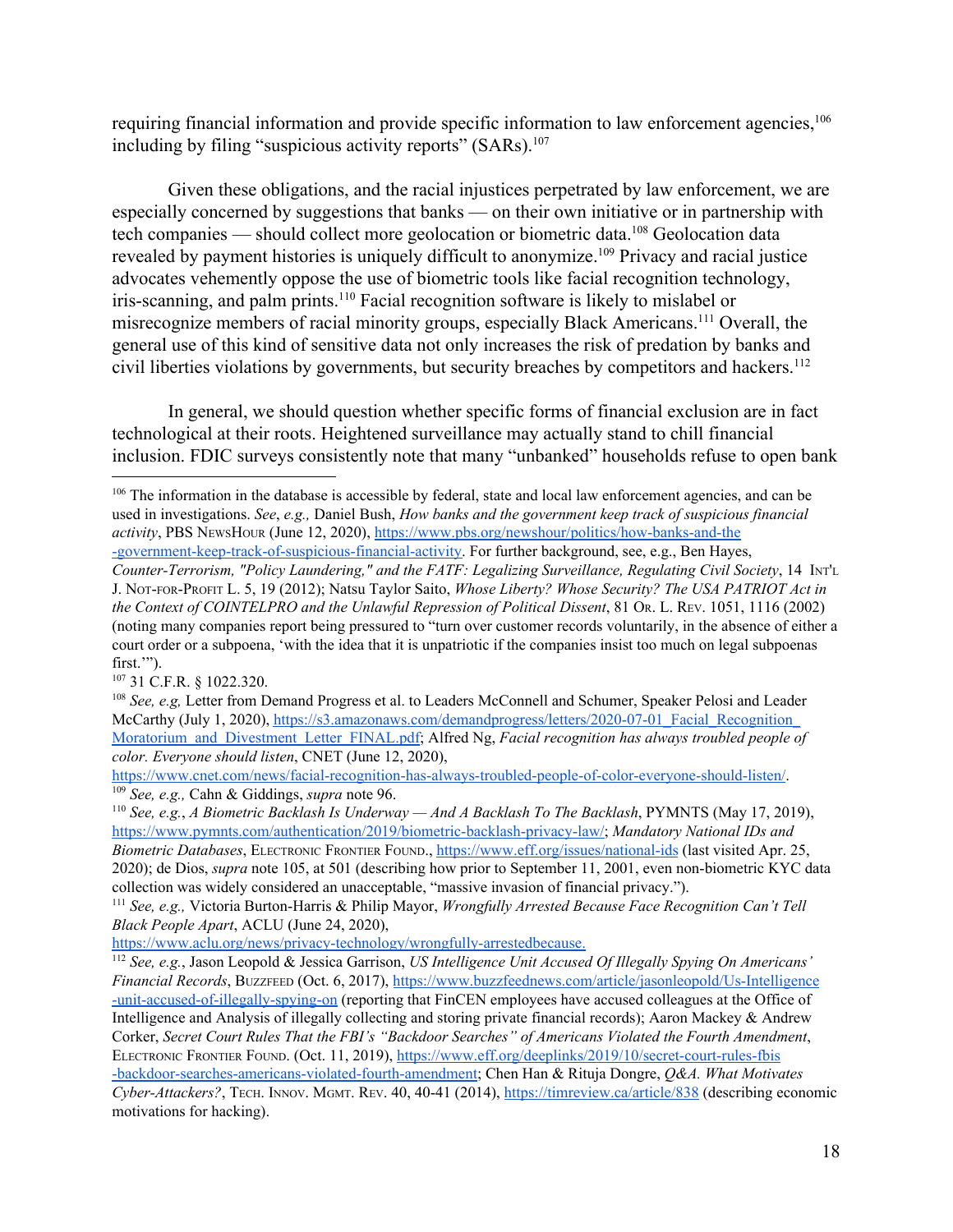requiring financial information and provide specific information to law enforcement agencies,[106] including by filing "suspicious activity reports" (SARs).[107]

Given these obligations, and the racial injustices perpetrated by law enforcement, we are especially concerned by suggestions that banks — on their own initiative or in partnership with tech companies — should collect more geolocation or biometric data.[108] Geolocation data revealed by payment histories is uniquely difficult to anonymize.[109] Privacy and racial justice advocates vehemently oppose the use of biometric tools like facial recognition technology, iris-scanning, and palm prints.[110] Facial recognition software is likely to mislabel or misrecognize members of racial minority groups, especially Black Americans.[111] Overall, the general use of this kind of sensitive data not only increases the risk of predation by banks and civil liberties violations by governments, but security breaches by competitors and hackers.[112]

In general, we should question whether specific forms of financial exclusion are in fact technological at their roots. Heightened surveillance may actually stand to chill financial inclusion. FDIC surveys consistently note that many "unbanked" households refuse to open bank

---

[106] The information in the database is accessible by federal, state and local law enforcement agencies, and can be used in investigations. *See*, *e.g.,* Daniel Bush, *How banks and the government keep track of suspicious financial activity*, PBS NewsHour (June 12, 2020), https://www.pbs.org/newshour/politics/how-banks-and-the-government-keep-track-of-suspicious-financial-activity. For further background, see, e.g., Ben Hayes, *Counter-Terrorism, "Policy Laundering," and the FATF: Legalizing Surveillance, Regulating Civil Society*, 14 Int'l J. Not-for-Profit L. 5, 19 (2012); Natsu Taylor Saito, *Whose Liberty? Whose Security? The USA PATRIOT Act in the Context of COINTELPRO and the Unlawful Repression of Political Dissent*, 81 Or. L. Rev. 1051, 1116 (2002) (noting many companies report being pressured to "turn over customer records voluntarily, in the absence of either a court order or a subpoena, 'with the idea that it is unpatriotic if the companies insist too much on legal subpoenas first.'").

[107] 31 C.F.R. § 1022.320.

[108] *See, e.g,* Letter from Demand Progress et al. to Leaders McConnell and Schumer, Speaker Pelosi and Leader McCarthy (July 1, 2020), https://s3.amazonaws.com/demandprogress/letters/2020-07-01_Facial_Recognition_Moratorium_and_Divestment_Letter_FINAL.pdf; Alfred Ng, *Facial recognition has always troubled people of color. Everyone should listen*, CNET (June 12, 2020), https://www.cnet.com/news/facial-recognition-has-always-troubled-people-of-color-everyone-should-listen/.

[109] *See, e.g.,* Cahn & Giddings, *supra* note 96.

[110] *See, e.g.*, *A Biometric Backlash Is Underway — And A Backlash To The Backlash*, PYMNTS (May 17, 2019), https://www.pymnts.com/authentication/2019/biometric-backlash-privacy-law/; *Mandatory National IDs and Biometric Databases*, Electronic Frontier Found., https://www.eff.org/issues/national-ids (last visited Apr. 25, 2020); de Dios, *supra* note 105, at 501 (describing how prior to September 11, 2001, even non-biometric KYC data collection was widely considered an unacceptable, "massive invasion of financial privacy.").

[111] *See, e.g.,* Victoria Burton-Harris & Philip Mayor, *Wrongfully Arrested Because Face Recognition Can't Tell Black People Apart*, ACLU (June 24, 2020), https://www.aclu.org/news/privacy-technology/wrongfully-arrestedbecause.

[112] *See, e.g.*, Jason Leopold & Jessica Garrison, *US Intelligence Unit Accused Of Illegally Spying On Americans' Financial Records*, Buzzfeed (Oct. 6, 2017), https://www.buzzfeednews.com/article/jasonleopold/Us-Intelligence-unit-accused-of-illegally-spying-on (reporting that FinCEN employees have accused colleagues at the Office of Intelligence and Analysis of illegally collecting and storing private financial records); Aaron Mackey & Andrew Corker, *Secret Court Rules That the FBI's "Backdoor Searches" of Americans Violated the Fourth Amendment*, Electronic Frontier Found. (Oct. 11, 2019), https://www.eff.org/deeplinks/2019/10/secret-court-rules-fbis-backdoor-searches-americans-violated-fourth-amendment; Chen Han & Rituja Dongre, *Q&A. What Motivates Cyber-Attackers?*, Tech. Innov. Mgmt. Rev. 40, 40-41 (2014), https://timreview.ca/article/838 (describing economic motivations for hacking).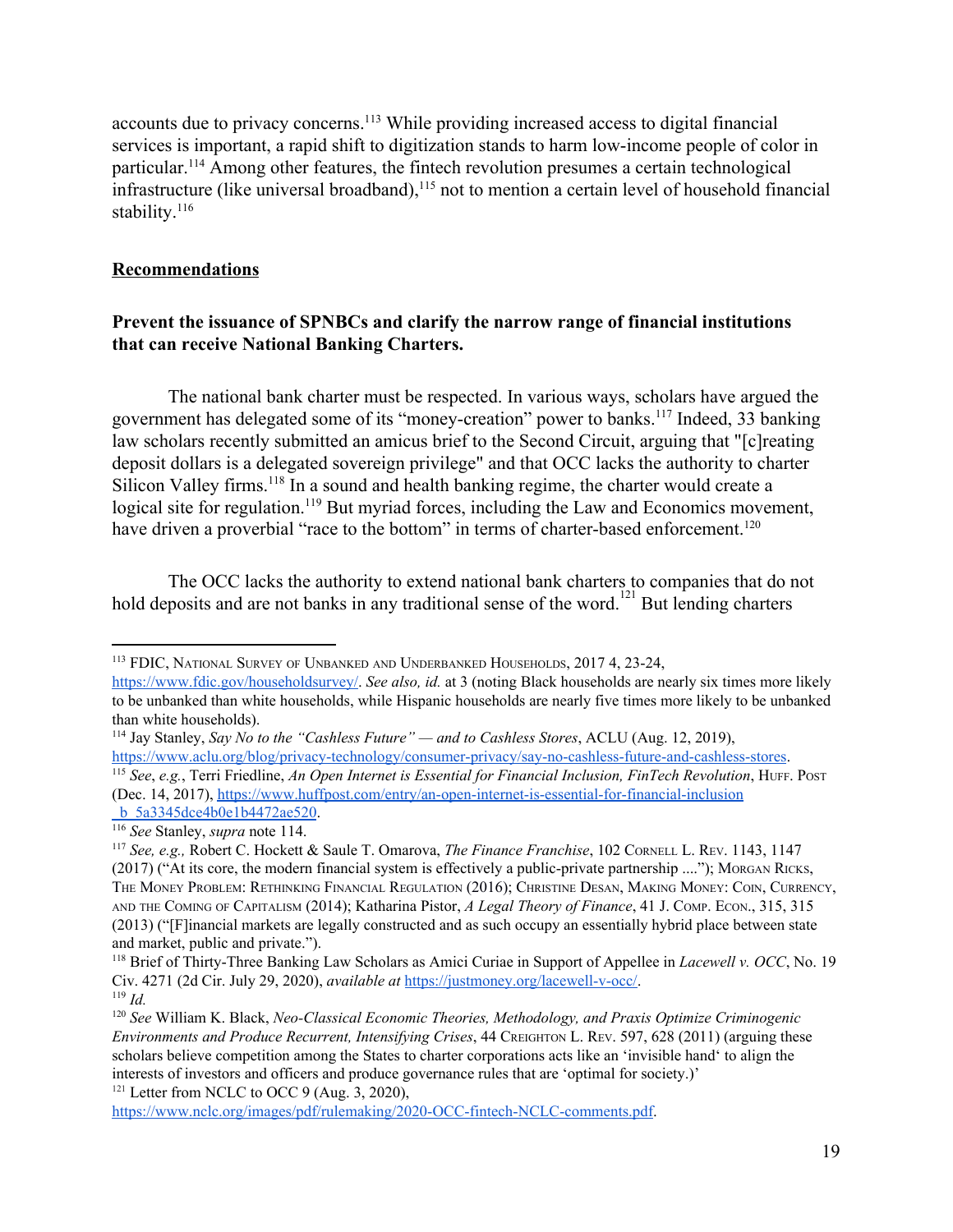accounts due to privacy concerns.[113] While providing increased access to digital financial services is important, a rapid shift to digitization stands to harm low-income people of color in particular.[114] Among other features, the fintech revolution presumes a certain technological infrastructure (like universal broadband),[115] not to mention a certain level of household financial stability.[116]

## Recommendations

### Prevent the issuance of SPNBCs and clarify the narrow range of financial institutions that can receive National Banking Charters.

The national bank charter must be respected. In various ways, scholars have argued the government has delegated some of its "money-creation" power to banks.[117] Indeed, 33 banking law scholars recently submitted an amicus brief to the Second Circuit, arguing that "[c]reating deposit dollars is a delegated sovereign privilege" and that OCC lacks the authority to charter Silicon Valley firms.[118] In a sound and health banking regime, the charter would create a logical site for regulation.[119] But myriad forces, including the Law and Economics movement, have driven a proverbial "race to the bottom" in terms of charter-based enforcement.[120]

The OCC lacks the authority to extend national bank charters to companies that do not hold deposits and are not banks in any traditional sense of the word.[121] But lending charters

---

[113] FDIC, National Survey of Unbanked and Underbanked Households, 2017 4, 23-24, https://www.fdic.gov/householdsurvey/. *See also, id.* at 3 (noting Black households are nearly six times more likely to be unbanked than white households, while Hispanic households are nearly five times more likely to be unbanked than white households).

[114] Jay Stanley, *Say No to the "Cashless Future" — and to Cashless Stores*, ACLU (Aug. 12, 2019), https://www.aclu.org/blog/privacy-technology/consumer-privacy/say-no-cashless-future-and-cashless-stores.

[115] *See*, *e.g.*, Terri Friedline, *An Open Internet is Essential for Financial Inclusion, FinTech Revolution*, Huff. Post (Dec. 14, 2017), https://www.huffpost.com/entry/an-open-internet-is-essential-for-financial-inclusion_b_5a3345dce4b0e1b4472ae520.

[116] *See* Stanley, *supra* note 114.

[117] *See, e.g.,* Robert C. Hockett & Saule T. Omarova, *The Finance Franchise*, 102 Cornell L. Rev. 1143, 1147 (2017) ("At its core, the modern financial system is effectively a public-private partnership ...."); Morgan Ricks, The Money Problem: Rethinking Financial Regulation (2016); Christine Desan, Making Money: Coin, Currency, and the Coming of Capitalism (2014); Katharina Pistor, *A Legal Theory of Finance*, 41 J. Comp. Econ., 315, 315 (2013) ("[F]inancial markets are legally constructed and as such occupy an essentially hybrid place between state and market, public and private.").

[118] Brief of Thirty-Three Banking Law Scholars as Amici Curiae in Support of Appellee in *Lacewell v. OCC*, No. 19 Civ. 4271 (2d Cir. July 29, 2020), *available at* https://justmoney.org/lacewell-v-occ/.

[119] *Id.*

[120] *See* William K. Black, *Neo-Classical Economic Theories, Methodology, and Praxis Optimize Criminogenic Environments and Produce Recurrent, Intensifying Crises*, 44 Creighton L. Rev. 597, 628 (2011) (arguing these scholars believe competition among the States to charter corporations acts like an 'invisible hand' to align the interests of investors and officers and produce governance rules that are 'optimal for society.)'

[121] Letter from NCLC to OCC 9 (Aug. 3, 2020), https://www.nclc.org/images/pdf/rulemaking/2020-OCC-fintech-NCLC-comments.pdf.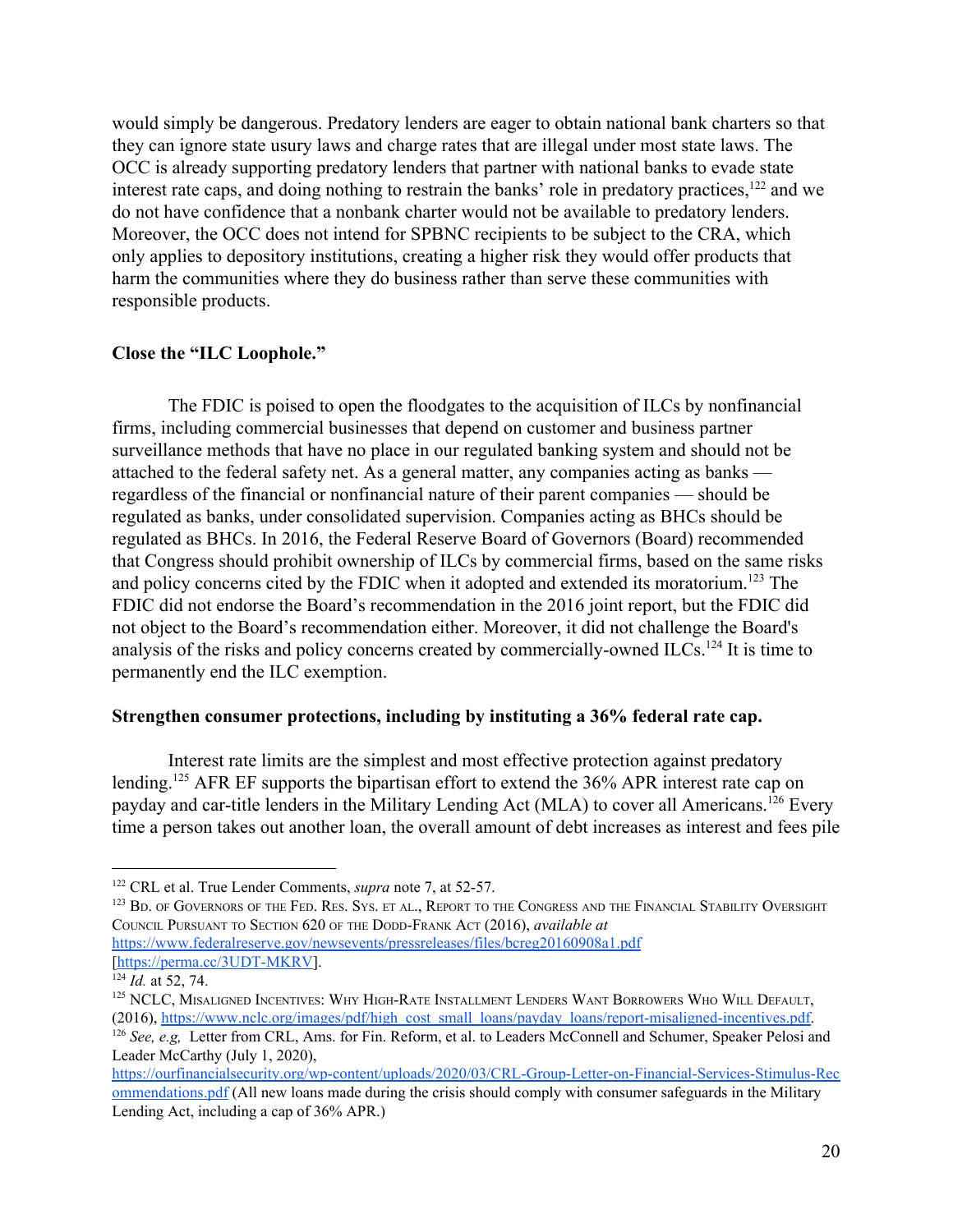would simply be dangerous. Predatory lenders are eager to obtain national bank charters so that they can ignore state usury laws and charge rates that are illegal under most state laws. The OCC is already supporting predatory lenders that partner with national banks to evade state interest rate caps, and doing nothing to restrain the banks' role in predatory practices,[122] and we do not have confidence that a nonbank charter would not be available to predatory lenders. Moreover, the OCC does not intend for SPBNC recipients to be subject to the CRA, which only applies to depository institutions, creating a higher risk they would offer products that harm the communities where they do business rather than serve these communities with responsible products.

**Close the "ILC Loophole."**

The FDIC is poised to open the floodgates to the acquisition of ILCs by nonfinancial firms, including commercial businesses that depend on customer and business partner surveillance methods that have no place in our regulated banking system and should not be attached to the federal safety net. As a general matter, any companies acting as banks — regardless of the financial or nonfinancial nature of their parent companies — should be regulated as banks, under consolidated supervision. Companies acting as BHCs should be regulated as BHCs. In 2016, the Federal Reserve Board of Governors (Board) recommended that Congress should prohibit ownership of ILCs by commercial firms, based on the same risks and policy concerns cited by the FDIC when it adopted and extended its moratorium.[123] The FDIC did not endorse the Board's recommendation in the 2016 joint report, but the FDIC did not object to the Board's recommendation either. Moreover, it did not challenge the Board's analysis of the risks and policy concerns created by commercially-owned ILCs.[124] It is time to permanently end the ILC exemption.

**Strengthen consumer protections, including by instituting a 36% federal rate cap.**

Interest rate limits are the simplest and most effective protection against predatory lending.[125] AFR EF supports the bipartisan effort to extend the 36% APR interest rate cap on payday and car-title lenders in the Military Lending Act (MLA) to cover all Americans.[126] Every time a person takes out another loan, the overall amount of debt increases as interest and fees pile

---

[122] CRL et al. True Lender Comments, *supra* note 7, at 52-57.

[123] Bd. of Governors of the Fed. Res. Sys. et al., Report to the Congress and the Financial Stability Oversight Council Pursuant to Section 620 of the Dodd-Frank Act (2016), *available at* https://www.federalreserve.gov/newsevents/pressreleases/files/bcreg20160908a1.pdf [https://perma.cc/3UDT-MKRV].

[124] *Id.* at 52, 74.

[125] NCLC, Misaligned Incentives: Why High-Rate Installment Lenders Want Borrowers Who Will Default, (2016), https://www.nclc.org/images/pdf/high_cost_small_loans/payday_loans/report-misaligned-incentives.pdf.

[126] *See, e.g,* Letter from CRL, Ams. for Fin. Reform, et al. to Leaders McConnell and Schumer, Speaker Pelosi and Leader McCarthy (July 1, 2020), https://ourfinancialsecurity.org/wp-content/uploads/2020/03/CRL-Group-Letter-on-Financial-Services-Stimulus-Recommendations.pdf (All new loans made during the crisis should comply with consumer safeguards in the Military Lending Act, including a cap of 36% APR.)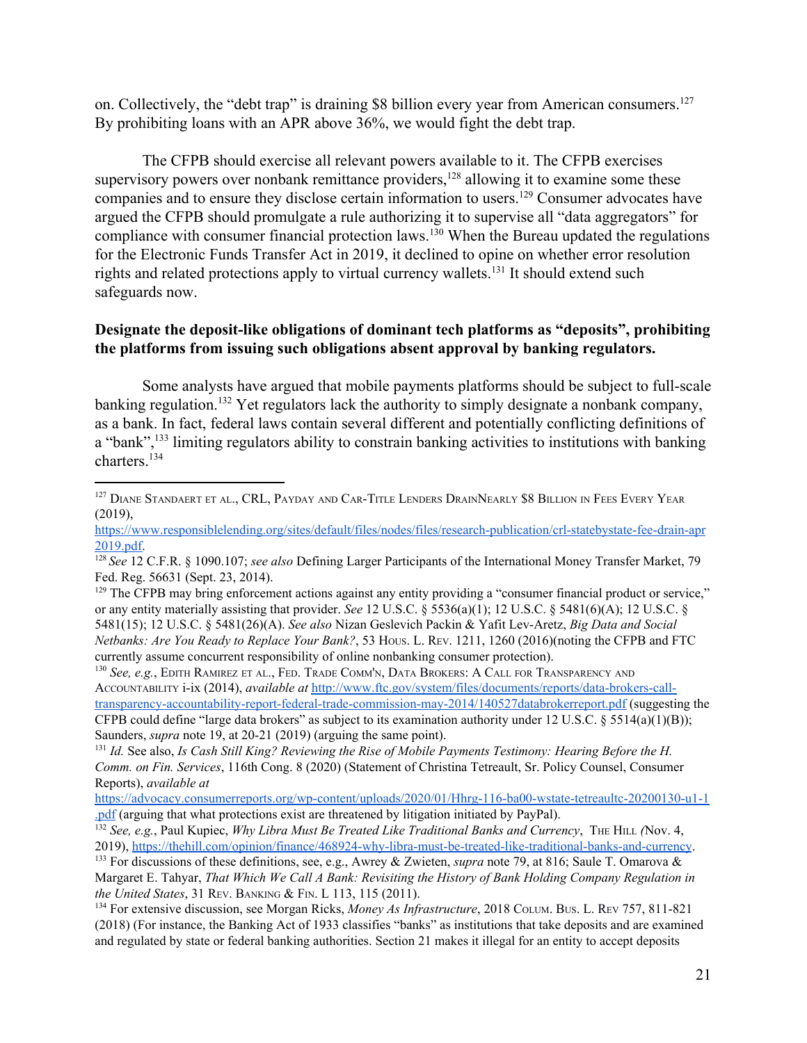on. Collectively, the "debt trap" is draining $8 billion every year from American consumers.[127] By prohibiting loans with an APR above 36%, we would fight the debt trap.

The CFPB should exercise all relevant powers available to it. The CFPB exercises supervisory powers over nonbank remittance providers,[128] allowing it to examine some these companies and to ensure they disclose certain information to users.[129] Consumer advocates have argued the CFPB should promulgate a rule authorizing it to supervise all "data aggregators" for compliance with consumer financial protection laws.[130] When the Bureau updated the regulations for the Electronic Funds Transfer Act in 2019, it declined to opine on whether error resolution rights and related protections apply to virtual currency wallets.[131] It should extend such safeguards now.

**Designate the deposit-like obligations of dominant tech platforms as "deposits", prohibiting the platforms from issuing such obligations absent approval by banking regulators.**

Some analysts have argued that mobile payments platforms should be subject to full-scale banking regulation.[132] Yet regulators lack the authority to simply designate a nonbank company, as a bank. In fact, federal laws contain several different and potentially conflicting definitions of a "bank",[133] limiting regulators ability to constrain banking activities to institutions with banking charters.[134]

---

[127] Diane Standaert et al., CRL, Payday and Car-Title Lenders DrainNearly $8 Billion in Fees Every Year (2019), https://www.responsiblelending.org/sites/default/files/nodes/files/research-publication/crl-statebystate-fee-drain-apr2019.pdf.

[128] *See* 12 C.F.R. § 1090.107; *see also* Defining Larger Participants of the International Money Transfer Market, 79 Fed. Reg. 56631 (Sept. 23, 2014).

[129] The CFPB may bring enforcement actions against any entity providing a "consumer financial product or service," or any entity materially assisting that provider. *See* 12 U.S.C. § 5536(a)(1); 12 U.S.C. § 5481(6)(A); 12 U.S.C. § 5481(15); 12 U.S.C. § 5481(26)(A). *See also* Nizan Geslevich Packin & Yafit Lev-Aretz, *Big Data and Social Netbanks: Are You Ready to Replace Your Bank?*, 53 Hous. L. Rev. 1211, 1260 (2016)(noting the CFPB and FTC currently assume concurrent responsibility of online nonbanking consumer protection).

[130] *See, e.g.*, Edith Ramirez et al., Fed. Trade Comm'n, Data Brokers: A Call for Transparency and Accountability i-ix (2014), *available at* http://www.ftc.gov/system/files/documents/reports/data-brokers-call-transparency-accountability-report-federal-trade-commission-may-2014/140527databrokerreport.pdf (suggesting the CFPB could define "large data brokers" as subject to its examination authority under 12 U.S.C. § 5514(a)(1)(B)); Saunders, *supra* note 19, at 20-21 (2019) (arguing the same point).

[131] *Id.* See also, *Is Cash Still King? Reviewing the Rise of Mobile Payments Testimony: Hearing Before the H. Comm. on Fin. Services*, 116th Cong. 8 (2020) (Statement of Christina Tetreault, Sr. Policy Counsel, Consumer Reports), *available at* https://advocacy.consumerreports.org/wp-content/uploads/2020/01/Hhrg-116-ba00-wstate-tetreaultc-20200130-u1-1.pdf (arguing that what protections exist are threatened by litigation initiated by PayPal).

[132] *See, e.g.*, Paul Kupiec, *Why Libra Must Be Treated Like Traditional Banks and Currency*, The Hill (Nov. 4, 2019), https://thehill.com/opinion/finance/468924-why-libra-must-be-treated-like-traditional-banks-and-currency.

[133] For discussions of these definitions, see, e.g., Awrey & Zwieten, *supra* note 79, at 816; Saule T. Omarova & Margaret E. Tahyar, *That Which We Call A Bank: Revisiting the History of Bank Holding Company Regulation in the United States*, 31 Rev. Banking & Fin. L 113, 115 (2011).

[134] For extensive discussion, see Morgan Ricks, *Money As Infrastructure*, 2018 Colum. Bus. L. Rev 757, 811-821 (2018) (For instance, the Banking Act of 1933 classifies "banks" as institutions that take deposits and are examined and regulated by state or federal banking authorities. Section 21 makes it illegal for an entity to accept deposits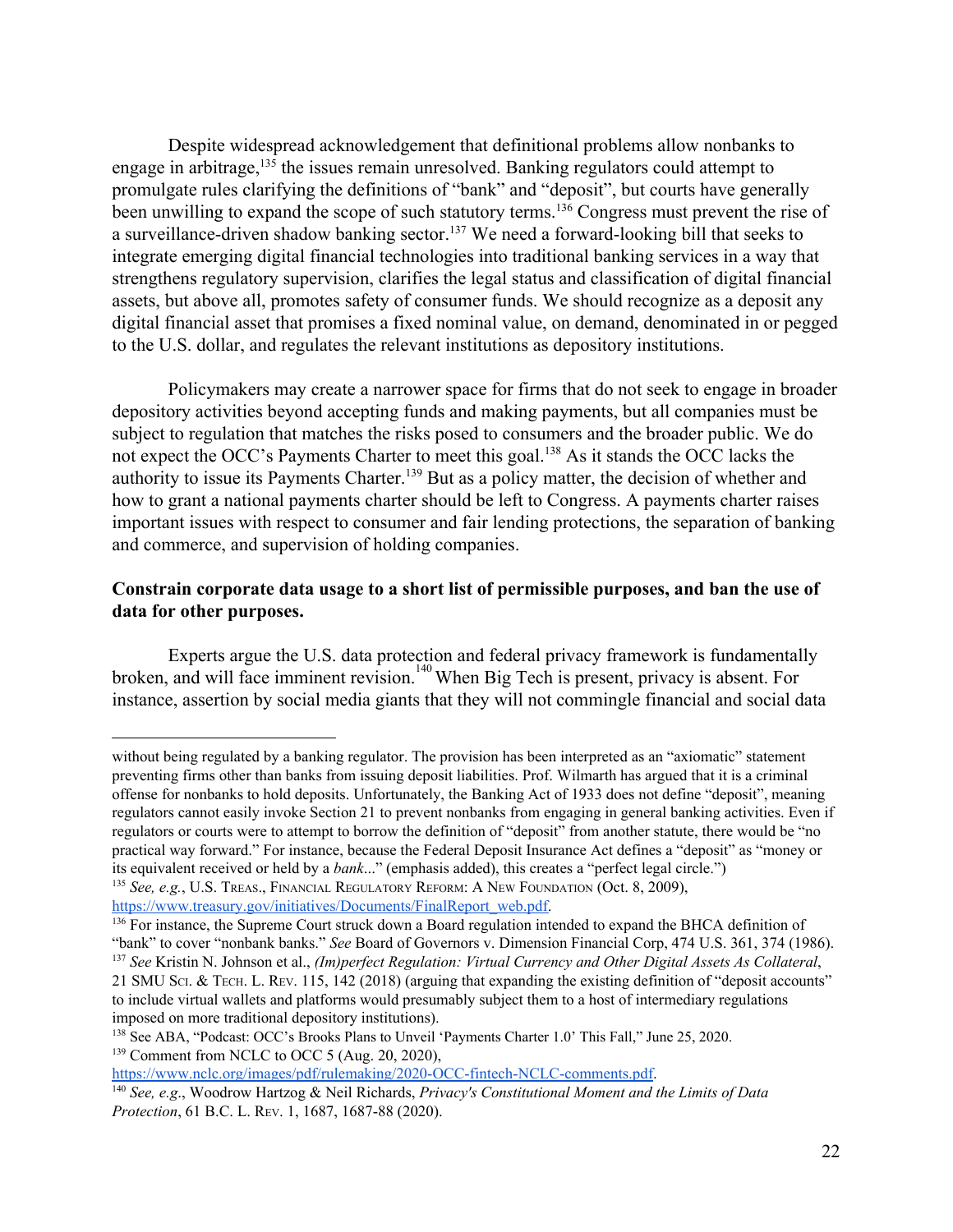Despite widespread acknowledgement that definitional problems allow nonbanks to engage in arbitrage,[135] the issues remain unresolved. Banking regulators could attempt to promulgate rules clarifying the definitions of "bank" and "deposit", but courts have generally been unwilling to expand the scope of such statutory terms.[136] Congress must prevent the rise of a surveillance-driven shadow banking sector.[137] We need a forward-looking bill that seeks to integrate emerging digital financial technologies into traditional banking services in a way that strengthens regulatory supervision, clarifies the legal status and classification of digital financial assets, but above all, promotes safety of consumer funds. We should recognize as a deposit any digital financial asset that promises a fixed nominal value, on demand, denominated in or pegged to the U.S. dollar, and regulates the relevant institutions as depository institutions.

Policymakers may create a narrower space for firms that do not seek to engage in broader depository activities beyond accepting funds and making payments, but all companies must be subject to regulation that matches the risks posed to consumers and the broader public. We do not expect the OCC's Payments Charter to meet this goal.[138] As it stands the OCC lacks the authority to issue its Payments Charter.[139] But as a policy matter, the decision of whether and how to grant a national payments charter should be left to Congress. A payments charter raises important issues with respect to consumer and fair lending protections, the separation of banking and commerce, and supervision of holding companies.

**Constrain corporate data usage to a short list of permissible purposes, and ban the use of data for other purposes.**

Experts argue the U.S. data protection and federal privacy framework is fundamentally broken, and will face imminent revision.[140] When Big Tech is present, privacy is absent. For instance, assertion by social media giants that they will not commingle financial and social data

---

without being regulated by a banking regulator. The provision has been interpreted as an "axiomatic" statement preventing firms other than banks from issuing deposit liabilities. Prof. Wilmarth has argued that it is a criminal offense for nonbanks to hold deposits. Unfortunately, the Banking Act of 1933 does not define "deposit", meaning regulators cannot easily invoke Section 21 to prevent nonbanks from engaging in general banking activities. Even if regulators or courts were to attempt to borrow the definition of "deposit" from another statute, there would be "no practical way forward." For instance, because the Federal Deposit Insurance Act defines a "deposit" as "money or its equivalent received or held by a *bank*..." (emphasis added), this creates a "perfect legal circle.")

[135] *See, e.g.*, U.S. Treas., Financial Regulatory Reform: A New Foundation (Oct. 8, 2009), https://www.treasury.gov/initiatives/Documents/FinalReport_web.pdf.

[136] For instance, the Supreme Court struck down a Board regulation intended to expand the BHCA definition of "bank" to cover "nonbank banks." *See* Board of Governors v. Dimension Financial Corp, 474 U.S. 361, 374 (1986).

[137] *See* Kristin N. Johnson et al., *(Im)perfect Regulation: Virtual Currency and Other Digital Assets As Collateral*, 21 SMU Sci. & Tech. L. Rev. 115, 142 (2018) (arguing that expanding the existing definition of "deposit accounts" to include virtual wallets and platforms would presumably subject them to a host of intermediary regulations imposed on more traditional depository institutions).

[138] See ABA, "Podcast: OCC's Brooks Plans to Unveil 'Payments Charter 1.0' This Fall," June 25, 2020.

[139] Comment from NCLC to OCC 5 (Aug. 20, 2020), https://www.nclc.org/images/pdf/rulemaking/2020-OCC-fintech-NCLC-comments.pdf.

[140] *See, e.g.*, Woodrow Hartzog & Neil Richards, *Privacy's Constitutional Moment and the Limits of Data Protection*, 61 B.C. L. Rev. 1, 1687, 1687-88 (2020).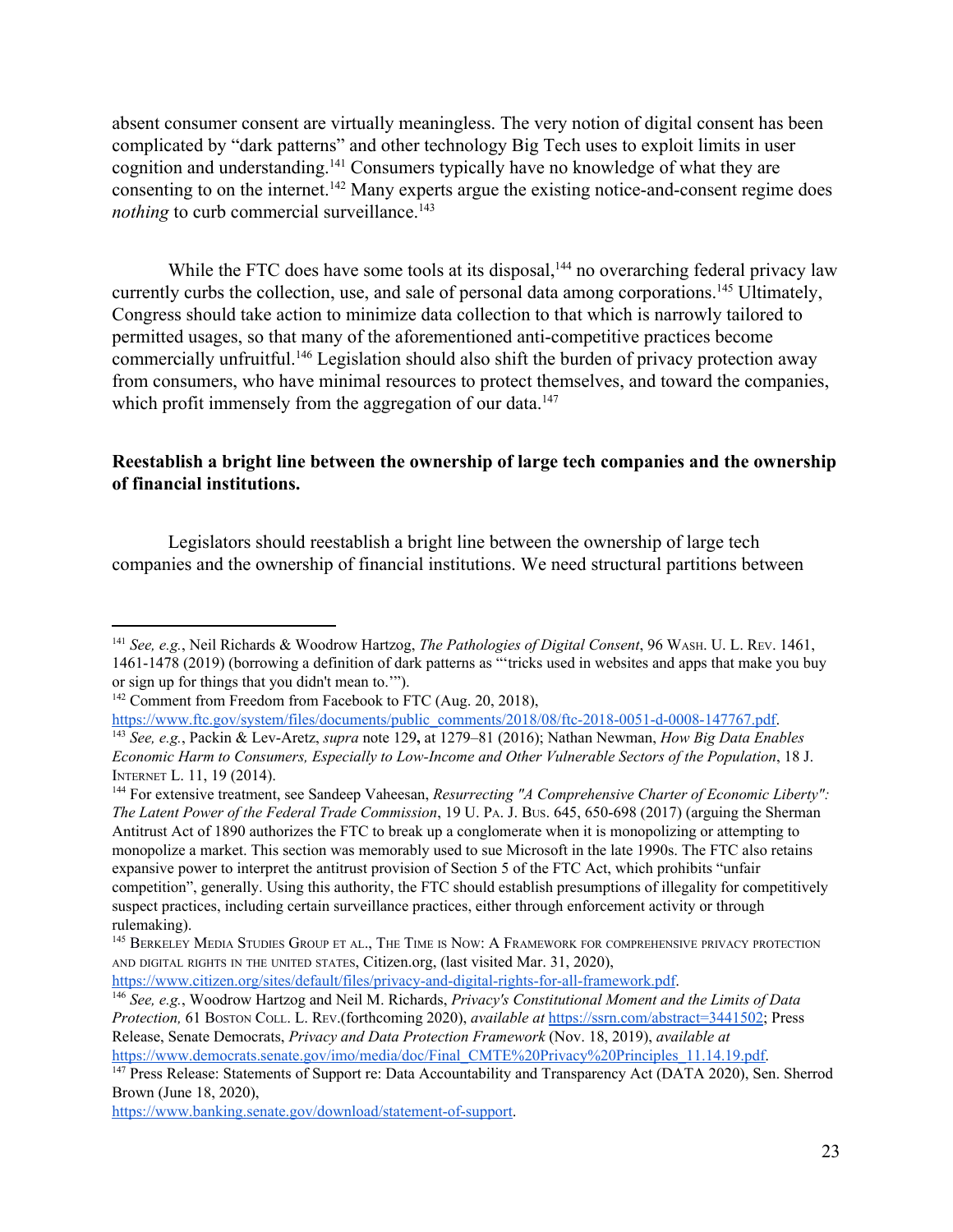absent consumer consent are virtually meaningless. The very notion of digital consent has been complicated by "dark patterns" and other technology Big Tech uses to exploit limits in user cognition and understanding.[141] Consumers typically have no knowledge of what they are consenting to on the internet.[142] Many experts argue the existing notice-and-consent regime does *nothing* to curb commercial surveillance.[143]

While the FTC does have some tools at its disposal,[144] no overarching federal privacy law currently curbs the collection, use, and sale of personal data among corporations.[145] Ultimately, Congress should take action to minimize data collection to that which is narrowly tailored to permitted usages, so that many of the aforementioned anti-competitive practices become commercially unfruitful.[146] Legislation should also shift the burden of privacy protection away from consumers, who have minimal resources to protect themselves, and toward the companies, which profit immensely from the aggregation of our data.[147]

**Reestablish a bright line between the ownership of large tech companies and the ownership of financial institutions.**

Legislators should reestablish a bright line between the ownership of large tech companies and the ownership of financial institutions. We need structural partitions between

---

[141] *See, e.g.*, Neil Richards & Woodrow Hartzog, *The Pathologies of Digital Consent*, 96 Wash. U. L. Rev. 1461, 1461-1478 (2019) (borrowing a definition of dark patterns as "'tricks used in websites and apps that make you buy or sign up for things that you didn't mean to.'").

[142] Comment from Freedom from Facebook to FTC (Aug. 20, 2018), https://www.ftc.gov/system/files/documents/public_comments/2018/08/ftc-2018-0051-d-0008-147767.pdf.

[143] *See, e.g.*, Packin & Lev-Aretz, *supra* note 129**,** at 1279–81 (2016); Nathan Newman, *How Big Data Enables Economic Harm to Consumers, Especially to Low-Income and Other Vulnerable Sectors of the Population*, 18 J. Internet L. 11, 19 (2014).

[144] For extensive treatment, see Sandeep Vaheesan, *Resurrecting "A Comprehensive Charter of Economic Liberty": The Latent Power of the Federal Trade Commission*, 19 U. Pa. J. Bus. 645, 650-698 (2017) (arguing the Sherman Antitrust Act of 1890 authorizes the FTC to break up a conglomerate when it is monopolizing or attempting to monopolize a market. This section was memorably used to sue Microsoft in the late 1990s. The FTC also retains expansive power to interpret the antitrust provision of Section 5 of the FTC Act, which prohibits "unfair competition", generally. Using this authority, the FTC should establish presumptions of illegality for competitively suspect practices, including certain surveillance practices, either through enforcement activity or through rulemaking).

[145] Berkeley Media Studies Group et al., The Time is Now: A Framework for comprehensive privacy protection and digital rights in the united states, Citizen.org, (last visited Mar. 31, 2020), https://www.citizen.org/sites/default/files/privacy-and-digital-rights-for-all-framework.pdf.

[146] *See, e.g.*, Woodrow Hartzog and Neil M. Richards, *Privacy's Constitutional Moment and the Limits of Data Protection,* 61 Boston Coll. L. Rev.(forthcoming 2020), *available at* https://ssrn.com/abstract=3441502; Press Release, Senate Democrats, *Privacy and Data Protection Framework* (Nov. 18, 2019), *available at* https://www.democrats.senate.gov/imo/media/doc/Final_CMTE%20Privacy%20Principles_11.14.19.pdf.

[147] Press Release: Statements of Support re: Data Accountability and Transparency Act (DATA 2020), Sen. Sherrod Brown (June 18, 2020), https://www.banking.senate.gov/download/statement-of-support.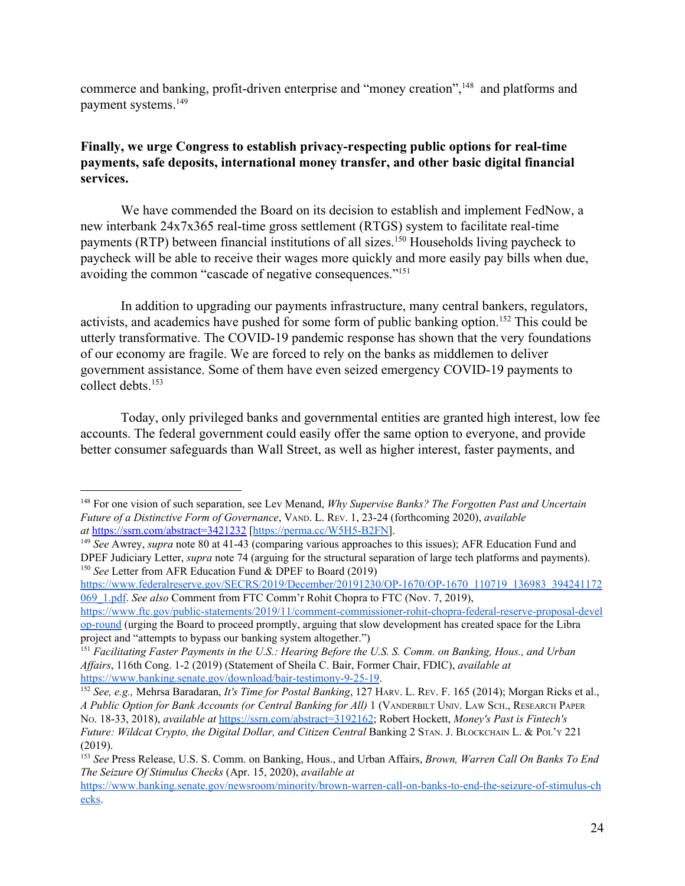commerce and banking, profit-driven enterprise and "money creation",[148] and platforms and payment systems.[149]

**Finally, we urge Congress to establish privacy-respecting public options for real-time payments, safe deposits, international money transfer, and other basic digital financial services.**

We have commended the Board on its decision to establish and implement FedNow, a new interbank 24x7x365 real-time gross settlement (RTGS) system to facilitate real-time payments (RTP) between financial institutions of all sizes.[150] Households living paycheck to paycheck will be able to receive their wages more quickly and more easily pay bills when due, avoiding the common "cascade of negative consequences."[151]

In addition to upgrading our payments infrastructure, many central bankers, regulators, activists, and academics have pushed for some form of public banking option.[152] This could be utterly transformative. The COVID-19 pandemic response has shown that the very foundations of our economy are fragile. We are forced to rely on the banks as middlemen to deliver government assistance. Some of them have even seized emergency COVID-19 payments to collect debts.[153]

Today, only privileged banks and governmental entities are granted high interest, low fee accounts. The federal government could easily offer the same option to everyone, and provide better consumer safeguards than Wall Street, as well as higher interest, faster payments, and

---

[148] For one vision of such separation, see Lev Menand, *Why Supervise Banks? The Forgotten Past and Uncertain Future of a Distinctive Form of Governance*, VAND. L. REV. 1, 23-24 (forthcoming 2020), *available at* https://ssrn.com/abstract=3421232 [https://perma.cc/W5H5-B2FN].

[149] *See* Awrey, *supra* note 80 at 41-43 (comparing various approaches to this issues); AFR Education Fund and DPEF Judiciary Letter, *supra* note 74 (arguing for the structural separation of large tech platforms and payments).

[150] *See* Letter from AFR Education Fund & DPEF to Board (2019) https://www.federalreserve.gov/SECRS/2019/December/20191230/OP-1670/OP-1670_110719_136983_394241172069_1.pdf. *See also* Comment from FTC Comm'r Rohit Chopra to FTC (Nov. 7, 2019), https://www.ftc.gov/public-statements/2019/11/comment-commissioner-rohit-chopra-federal-reserve-proposal-develop-round (urging the Board to proceed promptly, arguing that slow development has created space for the Libra project and "attempts to bypass our banking system altogether.")

[151] *Facilitating Faster Payments in the U.S.: Hearing Before the U.S. S. Comm. on Banking, Hous., and Urban Affairs*, 116th Cong. 1-2 (2019) (Statement of Sheila C. Bair, Former Chair, FDIC), *available at* https://www.banking.senate.gov/download/bair-testimony-9-25-19.

[152] *See, e.g.,* Mehrsa Baradaran, *It's Time for Postal Banking*, 127 HARV. L. REV. F. 165 (2014); Morgan Ricks et al., *A Public Option for Bank Accounts (or Central Banking for All)* 1 (VANDERBILT UNIV. LAW SCH., RESEARCH PAPER NO. 18-33, 2018), *available at* https://ssrn.com/abstract=3192162; Robert Hockett, *Money's Past is Fintech's Future: Wildcat Crypto, the Digital Dollar, and Citizen Central* Banking 2 STAN. J. BLOCKCHAIN L. & POL'Y 221 (2019).

[153] *See* Press Release, U.S. S. Comm. on Banking, Hous., and Urban Affairs, *Brown, Warren Call On Banks To End The Seizure Of Stimulus Checks* (Apr. 15, 2020), *available at* https://www.banking.senate.gov/newsroom/minority/brown-warren-call-on-banks-to-end-the-seizure-of-stimulus-checks.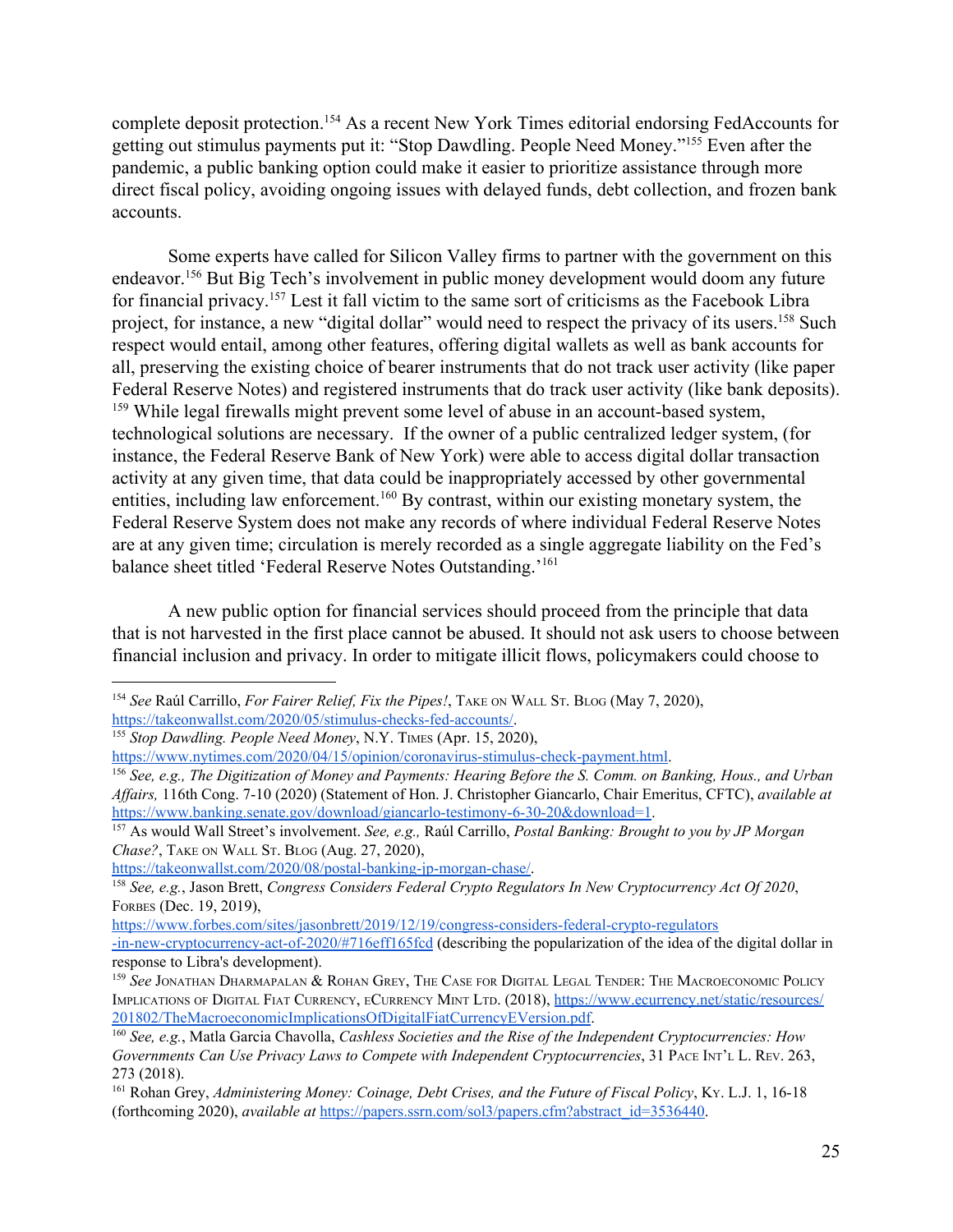complete deposit protection.[154] As a recent New York Times editorial endorsing FedAccounts for getting out stimulus payments put it: "Stop Dawdling. People Need Money."[155] Even after the pandemic, a public banking option could make it easier to prioritize assistance through more direct fiscal policy, avoiding ongoing issues with delayed funds, debt collection, and frozen bank accounts.

Some experts have called for Silicon Valley firms to partner with the government on this endeavor.[156] But Big Tech's involvement in public money development would doom any future for financial privacy.[157] Lest it fall victim to the same sort of criticisms as the Facebook Libra project, for instance, a new "digital dollar" would need to respect the privacy of its users.[158] Such respect would entail, among other features, offering digital wallets as well as bank accounts for all, preserving the existing choice of bearer instruments that do not track user activity (like paper Federal Reserve Notes) and registered instruments that do track user activity (like bank deposits).[159] While legal firewalls might prevent some level of abuse in an account-based system, technological solutions are necessary. If the owner of a public centralized ledger system, (for instance, the Federal Reserve Bank of New York) were able to access digital dollar transaction activity at any given time, that data could be inappropriately accessed by other governmental entities, including law enforcement.[160] By contrast, within our existing monetary system, the Federal Reserve System does not make any records of where individual Federal Reserve Notes are at any given time; circulation is merely recorded as a single aggregate liability on the Fed's balance sheet titled 'Federal Reserve Notes Outstanding.'[161]

A new public option for financial services should proceed from the principle that data that is not harvested in the first place cannot be abused. It should not ask users to choose between financial inclusion and privacy. In order to mitigate illicit flows, policymakers could choose to

---

[154] *See* Raúl Carrillo, *For Fairer Relief, Fix the Pipes!*, TAKE ON WALL ST. BLOG (May 7, 2020), https://takeonwallst.com/2020/05/stimulus-checks-fed-accounts/.

[155] *Stop Dawdling. People Need Money*, N.Y. TIMES (Apr. 15, 2020), https://www.nytimes.com/2020/04/15/opinion/coronavirus-stimulus-check-payment.html.

[156] *See, e.g., The Digitization of Money and Payments: Hearing Before the S. Comm. on Banking, Hous., and Urban Affairs,* 116th Cong. 7-10 (2020) (Statement of Hon. J. Christopher Giancarlo, Chair Emeritus, CFTC), *available at* https://www.banking.senate.gov/download/giancarlo-testimony-6-30-20&download=1.

[157] As would Wall Street's involvement. *See, e.g.,* Raúl Carrillo, *Postal Banking: Brought to you by JP Morgan Chase?*, TAKE ON WALL ST. BLOG (Aug. 27, 2020), https://takeonwallst.com/2020/08/postal-banking-jp-morgan-chase/.

[158] *See, e.g.*, Jason Brett, *Congress Considers Federal Crypto Regulators In New Cryptocurrency Act Of 2020*, FORBES (Dec. 19, 2019), https://www.forbes.com/sites/jasonbrett/2019/12/19/congress-considers-federal-crypto-regulators-in-new-cryptocurrency-act-of-2020/#716eff165fcd (describing the popularization of the idea of the digital dollar in response to Libra's development).

[159] *See* JONATHAN DHARMAPALAN & ROHAN GREY, THE CASE FOR DIGITAL LEGAL TENDER: THE MACROECONOMIC POLICY IMPLICATIONS OF DIGITAL FIAT CURRENCY, ECURRENCY MINT LTD. (2018), https://www.ecurrency.net/static/resources/201802/TheMacroeconomicImplicationsOfDigitalFiatCurrencyEVersion.pdf.

[160] *See, e.g.*, Matla Garcia Chavolla, *Cashless Societies and the Rise of the Independent Cryptocurrencies: How Governments Can Use Privacy Laws to Compete with Independent Cryptocurrencies*, 31 PACE INT'L L. REV. 263, 273 (2018).

[161] Rohan Grey, *Administering Money: Coinage, Debt Crises, and the Future of Fiscal Policy*, KY. L.J. 1, 16-18 (forthcoming 2020), *available at* https://papers.ssrn.com/sol3/papers.cfm?abstract_id=3536440.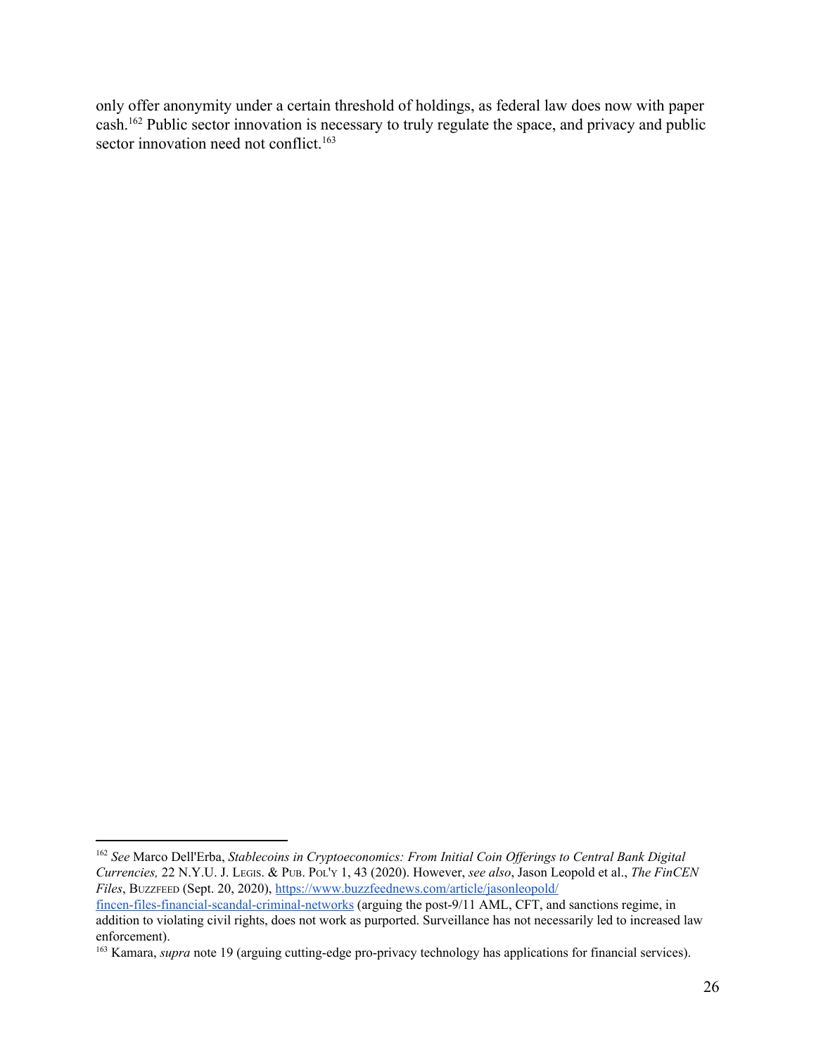only offer anonymity under a certain threshold of holdings, as federal law does now with paper cash.[162] Public sector innovation is necessary to truly regulate the space, and privacy and public sector innovation need not conflict.[163]

---

[162] *See* Marco Dell'Erba, *Stablecoins in Cryptoeconomics: From Initial Coin Offerings to Central Bank Digital Currencies,* 22 N.Y.U. J. LEGIS. & PUB. POL'Y 1, 43 (2020). However, *see also*, Jason Leopold et al., *The FinCEN Files*, BUZZFEED (Sept. 20, 2020), [https://www.buzzfeednews.com/article/jasonleopold/fincen-files-financial-scandal-criminal-networks](https://www.buzzfeednews.com/article/jasonleopold/fincen-files-financial-scandal-criminal-networks) (arguing the post-9/11 AML, CFT, and sanctions regime, in addition to violating civil rights, does not work as purported. Surveillance has not necessarily led to increased law enforcement).

[163] Kamara, *supra* note 19 (arguing cutting-edge pro-privacy technology has applications for financial services).